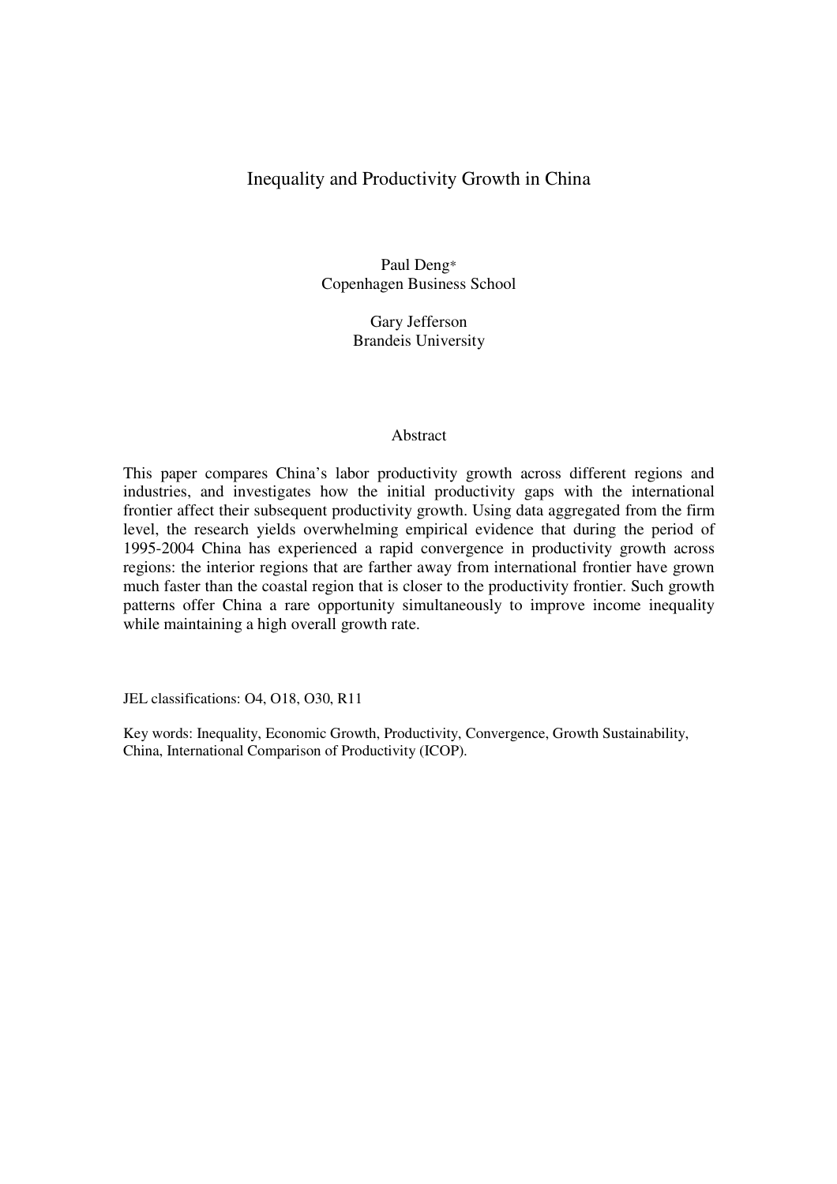# Inequality and Productivity Growth in China

Paul Deng*
Copenhagen Business School

Gary Jefferson
Brandeis University

## Abstract

This paper compares China's labor productivity growth across different regions and industries, and investigates how the initial productivity gaps with the international frontier affect their subsequent productivity growth. Using data aggregated from the firm level, the research yields overwhelming empirical evidence that during the period of 1995-2004 China has experienced a rapid convergence in productivity growth across regions: the interior regions that are farther away from international frontier have grown much faster than the coastal region that is closer to the productivity frontier. Such growth patterns offer China a rare opportunity simultaneously to improve income inequality while maintaining a high overall growth rate.

JEL classifications: O4, O18, O30, R11

Key words: Inequality, Economic Growth, Productivity, Convergence, Growth Sustainability, China, International Comparison of Productivity (ICOP).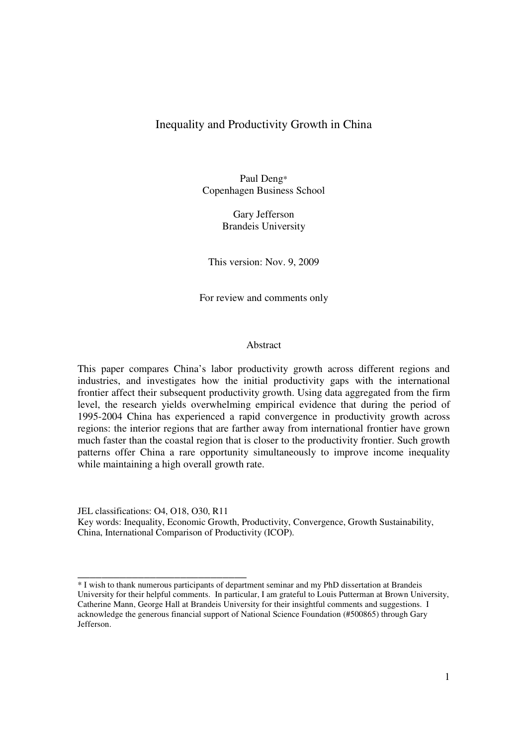# Inequality and Productivity Growth in China

Paul Deng*
Copenhagen Business School

Gary Jefferson
Brandeis University

This version: Nov. 9, 2009

For review and comments only

## Abstract

This paper compares China's labor productivity growth across different regions and industries, and investigates how the initial productivity gaps with the international frontier affect their subsequent productivity growth. Using data aggregated from the firm level, the research yields overwhelming empirical evidence that during the period of 1995-2004 China has experienced a rapid convergence in productivity growth across regions: the interior regions that are farther away from international frontier have grown much faster than the coastal region that is closer to the productivity frontier. Such growth patterns offer China a rare opportunity simultaneously to improve income inequality while maintaining a high overall growth rate.

JEL classifications: O4, O18, O30, R11
Key words: Inequality, Economic Growth, Productivity, Convergence, Growth Sustainability, China, International Comparison of Productivity (ICOP).

---

* I wish to thank numerous participants of department seminar and my PhD dissertation at Brandeis University for their helpful comments. In particular, I am grateful to Louis Putterman at Brown University, Catherine Mann, George Hall at Brandeis University for their insightful comments and suggestions. I acknowledge the generous financial support of National Science Foundation (#500865) through Gary Jefferson.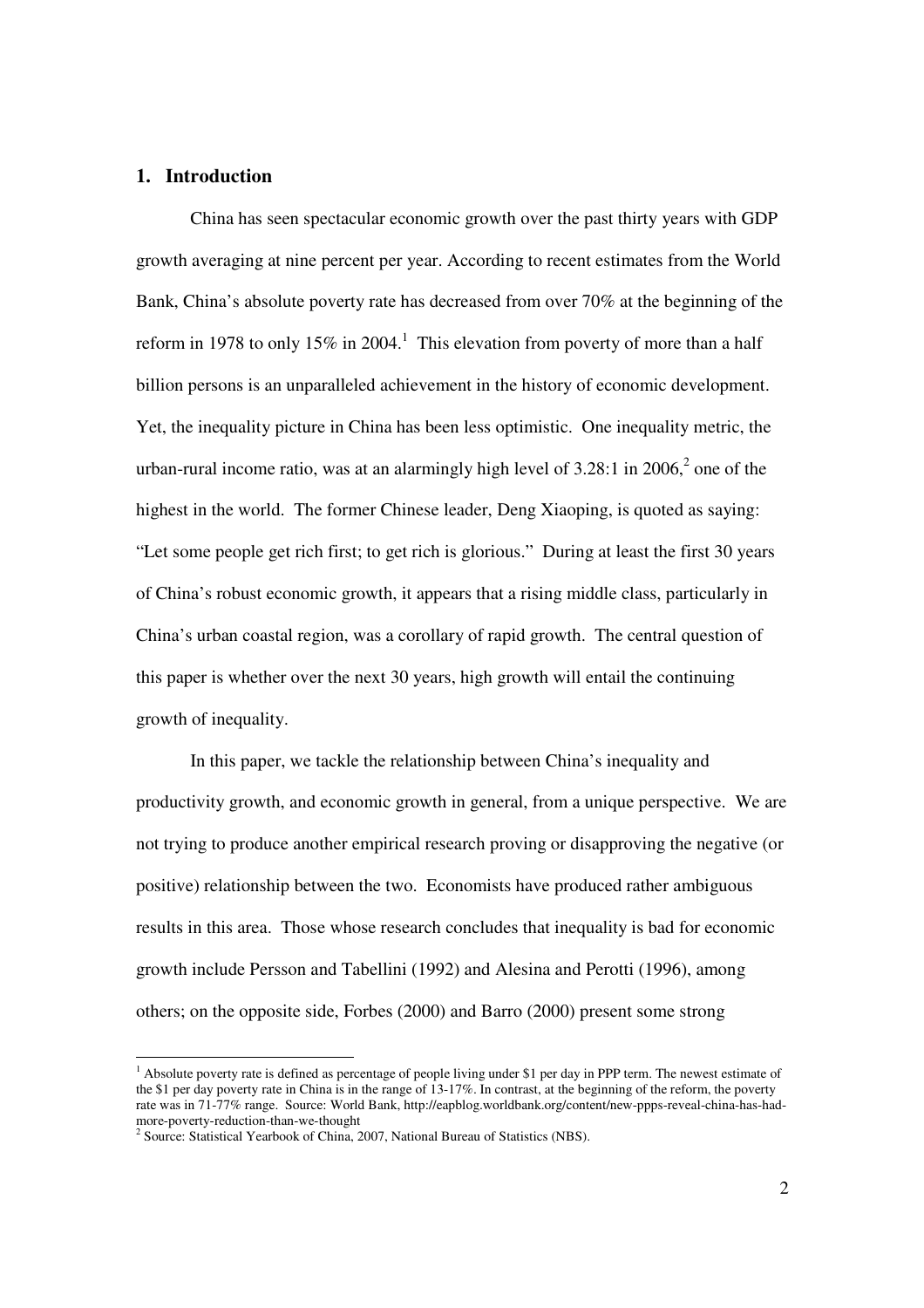## 1. Introduction

China has seen spectacular economic growth over the past thirty years with GDP growth averaging at nine percent per year. According to recent estimates from the World Bank, China's absolute poverty rate has decreased from over 70% at the beginning of the reform in 1978 to only 15% in 2004.[1] This elevation from poverty of more than a half billion persons is an unparalleled achievement in the history of economic development. Yet, the inequality picture in China has been less optimistic. One inequality metric, the urban-rural income ratio, was at an alarmingly high level of 3.28:1 in 2006,[2] one of the highest in the world. The former Chinese leader, Deng Xiaoping, is quoted as saying: "Let some people get rich first; to get rich is glorious." During at least the first 30 years of China's robust economic growth, it appears that a rising middle class, particularly in China's urban coastal region, was a corollary of rapid growth. The central question of this paper is whether over the next 30 years, high growth will entail the continuing growth of inequality.

In this paper, we tackle the relationship between China's inequality and productivity growth, and economic growth in general, from a unique perspective. We are not trying to produce another empirical research proving or disapproving the negative (or positive) relationship between the two. Economists have produced rather ambiguous results in this area. Those whose research concludes that inequality is bad for economic growth include Persson and Tabellini (1992) and Alesina and Perotti (1996), among others; on the opposite side, Forbes (2000) and Barro (2000) present some strong

---

[1] Absolute poverty rate is defined as percentage of people living under $1 per day in PPP term. The newest estimate of the $1 per day poverty rate in China is in the range of 13-17%. In contrast, at the beginning of the reform, the poverty rate was in 71-77% range. Source: World Bank, http://eapblog.worldbank.org/content/new-ppps-reveal-china-has-had-more-poverty-reduction-than-we-thought

[2] Source: Statistical Yearbook of China, 2007, National Bureau of Statistics (NBS).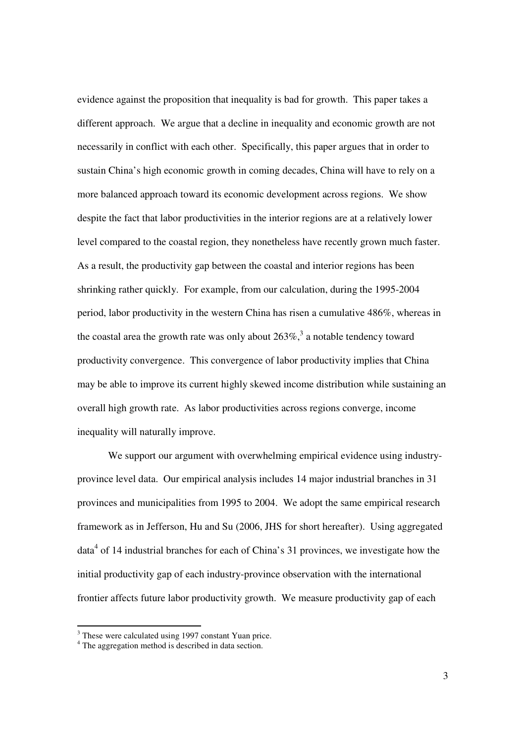evidence against the proposition that inequality is bad for growth. This paper takes a different approach. We argue that a decline in inequality and economic growth are not necessarily in conflict with each other. Specifically, this paper argues that in order to sustain China's high economic growth in coming decades, China will have to rely on a more balanced approach toward its economic development across regions. We show despite the fact that labor productivities in the interior regions are at a relatively lower level compared to the coastal region, they nonetheless have recently grown much faster. As a result, the productivity gap between the coastal and interior regions has been shrinking rather quickly. For example, from our calculation, during the 1995-2004 period, labor productivity in the western China has risen a cumulative 486%, whereas in the coastal area the growth rate was only about 263%,[3] a notable tendency toward productivity convergence. This convergence of labor productivity implies that China may be able to improve its current highly skewed income distribution while sustaining an overall high growth rate. As labor productivities across regions converge, income inequality will naturally improve.

We support our argument with overwhelming empirical evidence using industry-province level data. Our empirical analysis includes 14 major industrial branches in 31 provinces and municipalities from 1995 to 2004. We adopt the same empirical research framework as in Jefferson, Hu and Su (2006, JHS for short hereafter). Using aggregated data[4] of 14 industrial branches for each of China's 31 provinces, we investigate how the initial productivity gap of each industry-province observation with the international frontier affects future labor productivity growth. We measure productivity gap of each

[3] These were calculated using 1997 constant Yuan price.

[4] The aggregation method is described in data section.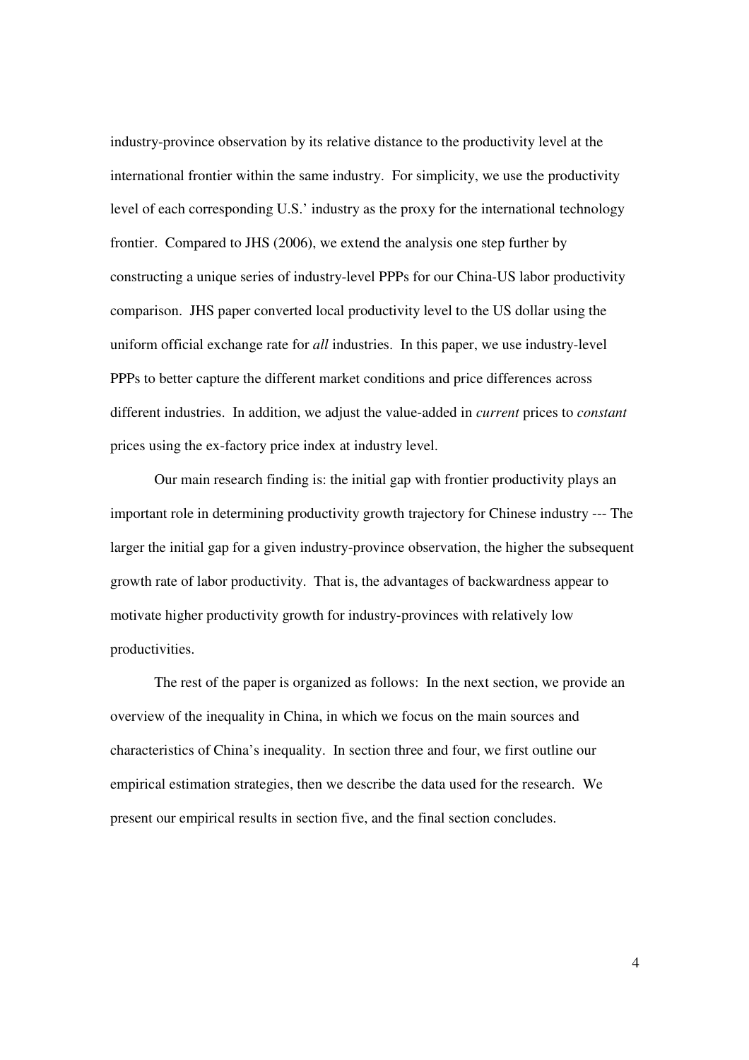industry-province observation by its relative distance to the productivity level at the international frontier within the same industry. For simplicity, we use the productivity level of each corresponding U.S.' industry as the proxy for the international technology frontier. Compared to JHS (2006), we extend the analysis one step further by constructing a unique series of industry-level PPPs for our China-US labor productivity comparison. JHS paper converted local productivity level to the US dollar using the uniform official exchange rate for *all* industries. In this paper, we use industry-level PPPs to better capture the different market conditions and price differences across different industries. In addition, we adjust the value-added in *current* prices to *constant* prices using the ex-factory price index at industry level.

Our main research finding is: the initial gap with frontier productivity plays an important role in determining productivity growth trajectory for Chinese industry --- The larger the initial gap for a given industry-province observation, the higher the subsequent growth rate of labor productivity. That is, the advantages of backwardness appear to motivate higher productivity growth for industry-provinces with relatively low productivities.

The rest of the paper is organized as follows: In the next section, we provide an overview of the inequality in China, in which we focus on the main sources and characteristics of China's inequality. In section three and four, we first outline our empirical estimation strategies, then we describe the data used for the research. We present our empirical results in section five, and the final section concludes.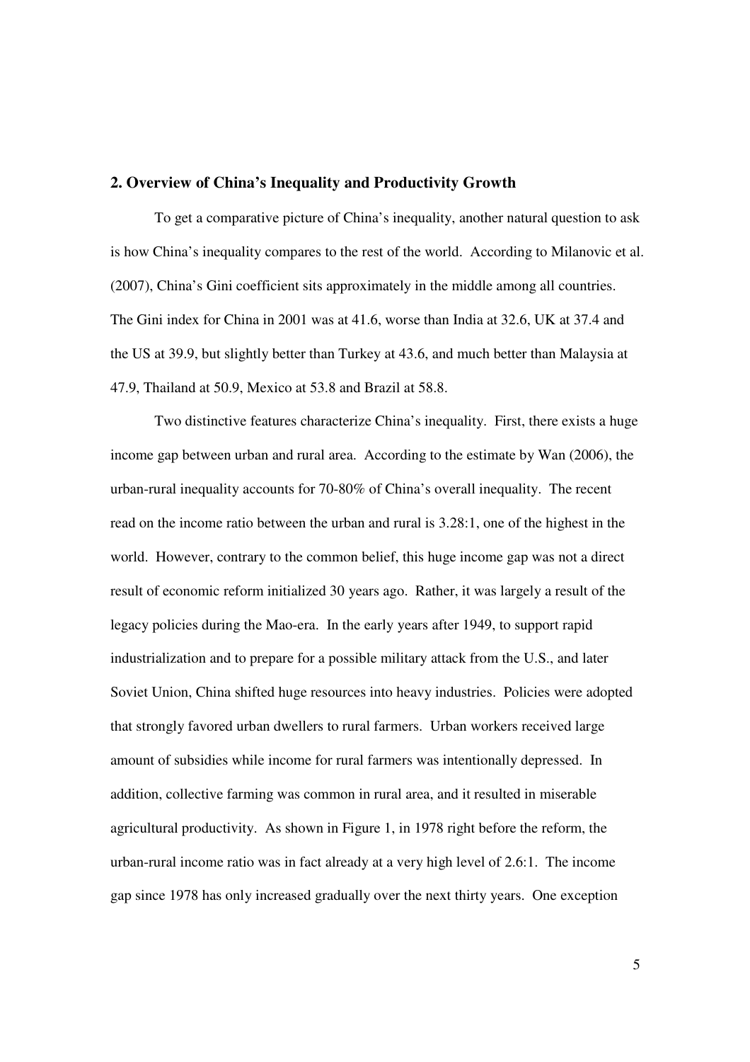## 2. Overview of China's Inequality and Productivity Growth

To get a comparative picture of China's inequality, another natural question to ask is how China's inequality compares to the rest of the world. According to Milanovic et al. (2007), China's Gini coefficient sits approximately in the middle among all countries. The Gini index for China in 2001 was at 41.6, worse than India at 32.6, UK at 37.4 and the US at 39.9, but slightly better than Turkey at 43.6, and much better than Malaysia at 47.9, Thailand at 50.9, Mexico at 53.8 and Brazil at 58.8.

Two distinctive features characterize China's inequality. First, there exists a huge income gap between urban and rural area. According to the estimate by Wan (2006), the urban-rural inequality accounts for 70-80% of China's overall inequality. The recent read on the income ratio between the urban and rural is 3.28:1, one of the highest in the world. However, contrary to the common belief, this huge income gap was not a direct result of economic reform initialized 30 years ago. Rather, it was largely a result of the legacy policies during the Mao-era. In the early years after 1949, to support rapid industrialization and to prepare for a possible military attack from the U.S., and later Soviet Union, China shifted huge resources into heavy industries. Policies were adopted that strongly favored urban dwellers to rural farmers. Urban workers received large amount of subsidies while income for rural farmers was intentionally depressed. In addition, collective farming was common in rural area, and it resulted in miserable agricultural productivity. As shown in Figure 1, in 1978 right before the reform, the urban-rural income ratio was in fact already at a very high level of 2.6:1. The income gap since 1978 has only increased gradually over the next thirty years. One exception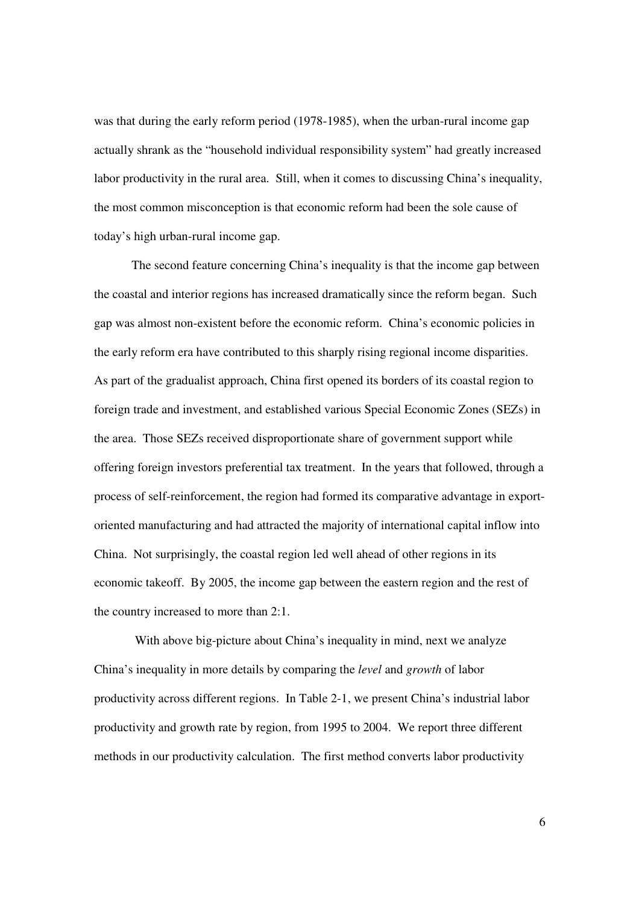was that during the early reform period (1978-1985), when the urban-rural income gap actually shrank as the "household individual responsibility system" had greatly increased labor productivity in the rural area. Still, when it comes to discussing China's inequality, the most common misconception is that economic reform had been the sole cause of today's high urban-rural income gap.

The second feature concerning China's inequality is that the income gap between the coastal and interior regions has increased dramatically since the reform began. Such gap was almost non-existent before the economic reform. China's economic policies in the early reform era have contributed to this sharply rising regional income disparities. As part of the gradualist approach, China first opened its borders of its coastal region to foreign trade and investment, and established various Special Economic Zones (SEZs) in the area. Those SEZs received disproportionate share of government support while offering foreign investors preferential tax treatment. In the years that followed, through a process of self-reinforcement, the region had formed its comparative advantage in export-oriented manufacturing and had attracted the majority of international capital inflow into China. Not surprisingly, the coastal region led well ahead of other regions in its economic takeoff. By 2005, the income gap between the eastern region and the rest of the country increased to more than 2:1.

With above big-picture about China's inequality in mind, next we analyze China's inequality in more details by comparing the *level* and *growth* of labor productivity across different regions. In Table 2-1, we present China's industrial labor productivity and growth rate by region, from 1995 to 2004. We report three different methods in our productivity calculation. The first method converts labor productivity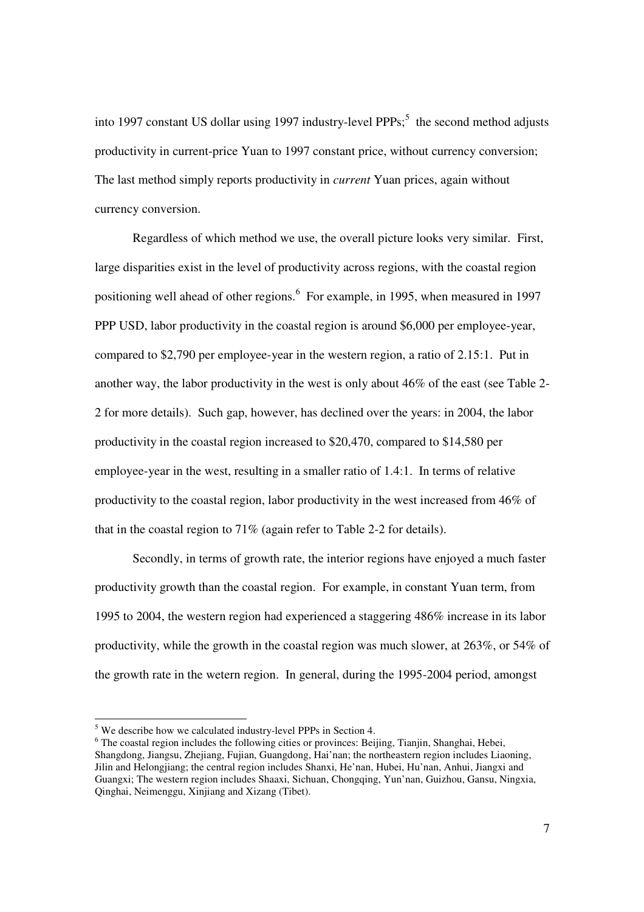into 1997 constant US dollar using 1997 industry-level PPPs;[5] the second method adjusts productivity in current-price Yuan to 1997 constant price, without currency conversion; The last method simply reports productivity in *current* Yuan prices, again without currency conversion.

Regardless of which method we use, the overall picture looks very similar. First, large disparities exist in the level of productivity across regions, with the coastal region positioning well ahead of other regions.[6] For example, in 1995, when measured in 1997 PPP USD, labor productivity in the coastal region is around $6,000 per employee-year, compared to $2,790 per employee-year in the western region, a ratio of 2.15:1. Put in another way, the labor productivity in the west is only about 46% of the east (see Table 2-2 for more details). Such gap, however, has declined over the years: in 2004, the labor productivity in the coastal region increased to $20,470, compared to $14,580 per employee-year in the west, resulting in a smaller ratio of 1.4:1. In terms of relative productivity to the coastal region, labor productivity in the west increased from 46% of that in the coastal region to 71% (again refer to Table 2-2 for details).

Secondly, in terms of growth rate, the interior regions have enjoyed a much faster productivity growth than the coastal region. For example, in constant Yuan term, from 1995 to 2004, the western region had experienced a staggering 486% increase in its labor productivity, while the growth in the coastal region was much slower, at 263%, or 54% of the growth rate in the wetern region. In general, during the 1995-2004 period, amongst

---

[5] We describe how we calculated industry-level PPPs in Section 4.

[6] The coastal region includes the following cities or provinces: Beijing, Tianjin, Shanghai, Hebei, Shangdong, Jiangsu, Zhejiang, Fujian, Guangdong, Hai'nan; the northeastern region includes Liaoning, Jilin and Helongjiang; the central region includes Shanxi, He'nan, Hubei, Hu'nan, Anhui, Jiangxi and Guangxi; The western region includes Shaaxi, Sichuan, Chongqing, Yun'nan, Guizhou, Gansu, Ningxia, Qinghai, Neimenggu, Xinjiang and Xizang (Tibet).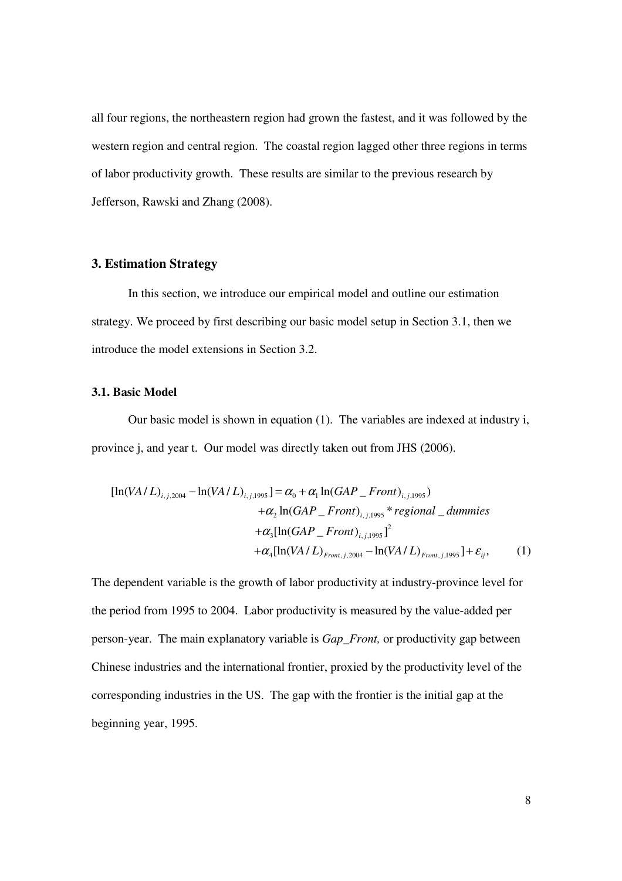all four regions, the northeastern region had grown the fastest, and it was followed by the western region and central region. The coastal region lagged other three regions in terms of labor productivity growth. These results are similar to the previous research by Jefferson, Rawski and Zhang (2008).

## 3. Estimation Strategy

In this section, we introduce our empirical model and outline our estimation strategy. We proceed by first describing our basic model setup in Section 3.1, then we introduce the model extensions in Section 3.2.

### 3.1. Basic Model

Our basic model is shown in equation (1). The variables are indexed at industry i, province j, and year t. Our model was directly taken out from JHS (2006).

$$
\begin{aligned}
[\ln(VA/L)_{i,j,2004} - \ln(VA/L)_{i,j,1995}] = \alpha_0 &+ \alpha_1 \ln(GAP\_Front)_{i,j,1995}) \\
&+ \alpha_2 \ln(GAP\_Front)_{i,j,1995} * regional\_dummies \\
&+ \alpha_3 [\ln(GAP\_Front)_{i,j,1995}]^2 \\
&+ \alpha_4 [\ln(VA/L)_{Front,j,2004} - \ln(VA/L)_{Front,j,1995}] + \varepsilon_{ij}, \qquad (1)
\end{aligned}
$$

The dependent variable is the growth of labor productivity at industry-province level for the period from 1995 to 2004. Labor productivity is measured by the value-added per person-year. The main explanatory variable is *Gap_Front,* or productivity gap between Chinese industries and the international frontier, proxied by the productivity level of the corresponding industries in the US. The gap with the frontier is the initial gap at the beginning year, 1995.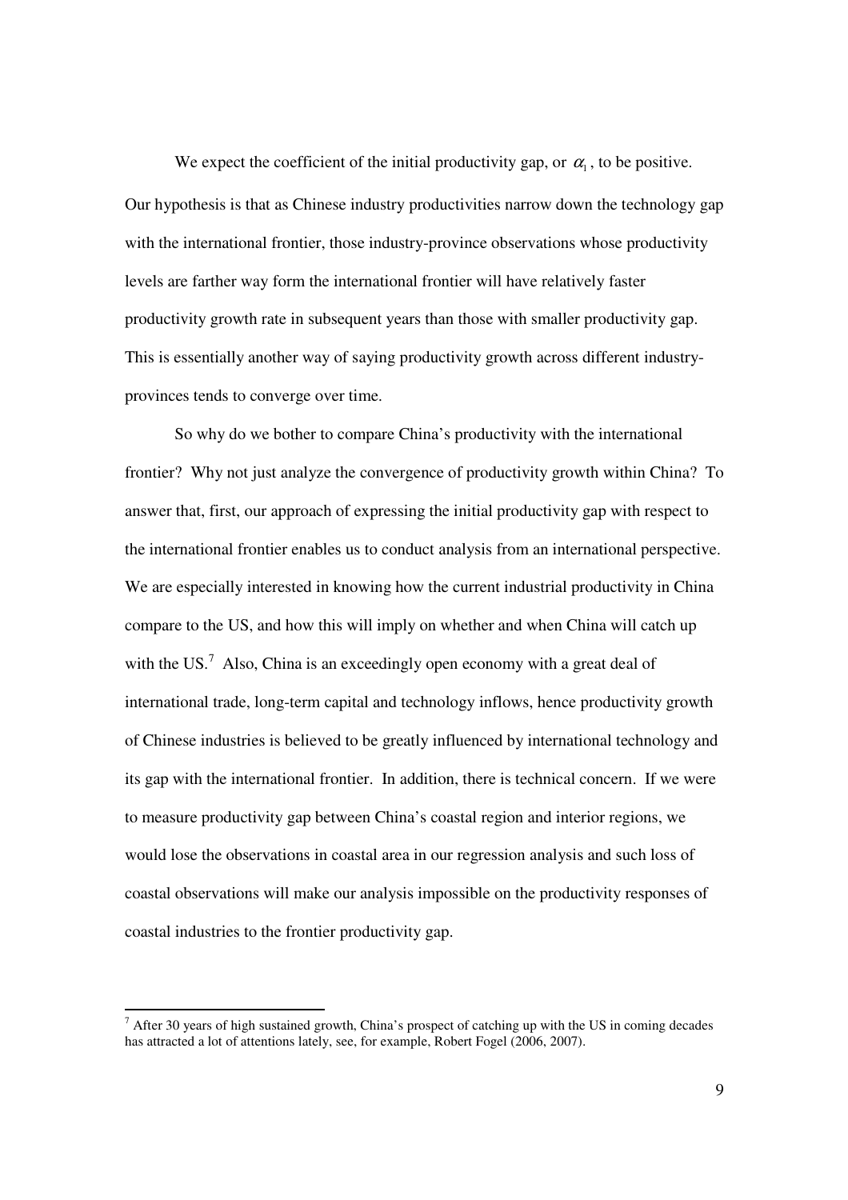We expect the coefficient of the initial productivity gap, or $\alpha_1$, to be positive. Our hypothesis is that as Chinese industry productivities narrow down the technology gap with the international frontier, those industry-province observations whose productivity levels are farther way form the international frontier will have relatively faster productivity growth rate in subsequent years than those with smaller productivity gap. This is essentially another way of saying productivity growth across different industry-provinces tends to converge over time.

So why do we bother to compare China's productivity with the international frontier? Why not just analyze the convergence of productivity growth within China? To answer that, first, our approach of expressing the initial productivity gap with respect to the international frontier enables us to conduct analysis from an international perspective. We are especially interested in knowing how the current industrial productivity in China compare to the US, and how this will imply on whether and when China will catch up with the US.[7] Also, China is an exceedingly open economy with a great deal of international trade, long-term capital and technology inflows, hence productivity growth of Chinese industries is believed to be greatly influenced by international technology and its gap with the international frontier. In addition, there is technical concern. If we were to measure productivity gap between China's coastal region and interior regions, we would lose the observations in coastal area in our regression analysis and such loss of coastal observations will make our analysis impossible on the productivity responses of coastal industries to the frontier productivity gap.

[7] After 30 years of high sustained growth, China's prospect of catching up with the US in coming decades has attracted a lot of attentions lately, see, for example, Robert Fogel (2006, 2007).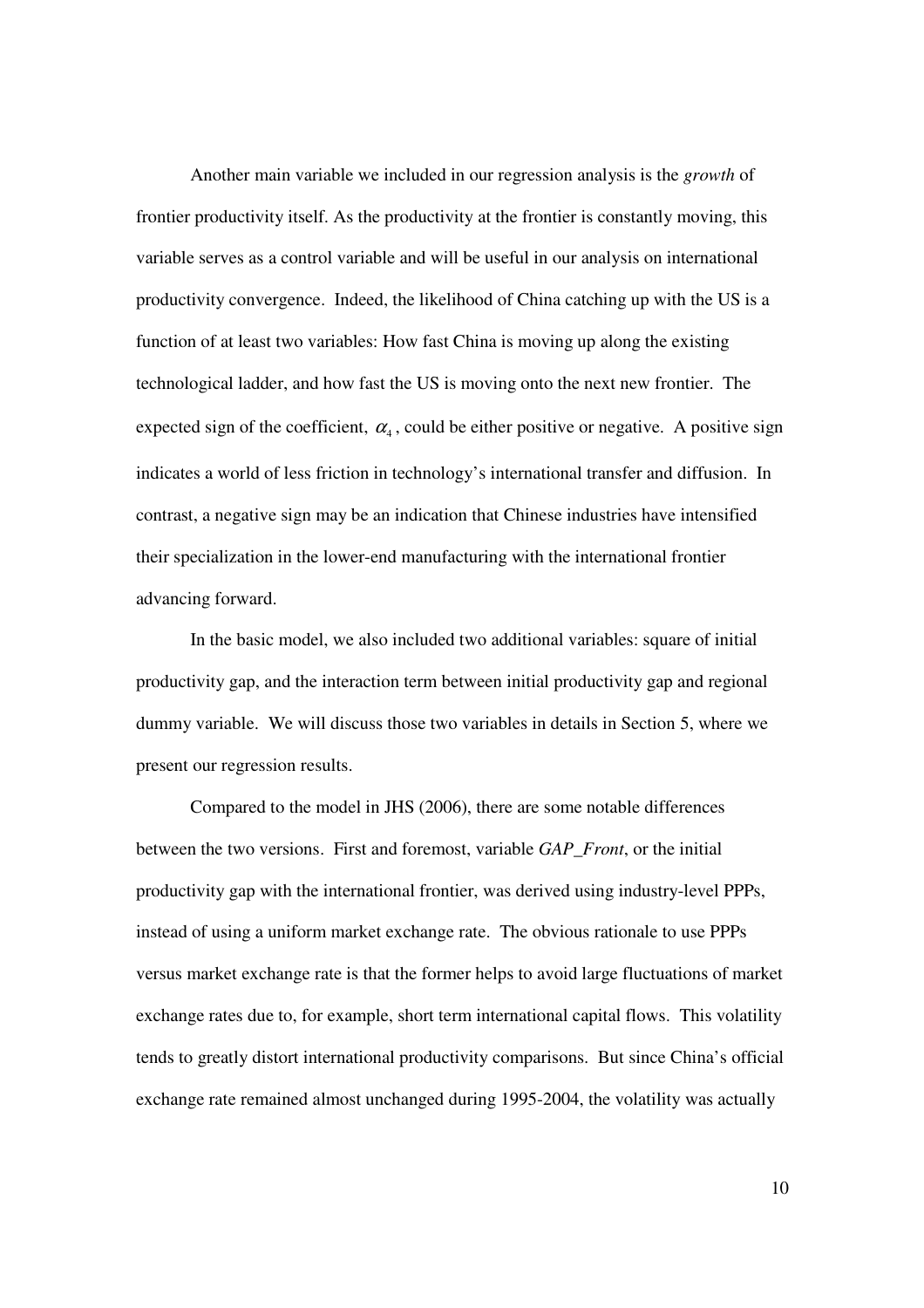Another main variable we included in our regression analysis is the *growth* of frontier productivity itself. As the productivity at the frontier is constantly moving, this variable serves as a control variable and will be useful in our analysis on international productivity convergence. Indeed, the likelihood of China catching up with the US is a function of at least two variables: How fast China is moving up along the existing technological ladder, and how fast the US is moving onto the next new frontier. The expected sign of the coefficient, $\alpha_4$, could be either positive or negative. A positive sign indicates a world of less friction in technology's international transfer and diffusion. In contrast, a negative sign may be an indication that Chinese industries have intensified their specialization in the lower-end manufacturing with the international frontier advancing forward.

In the basic model, we also included two additional variables: square of initial productivity gap, and the interaction term between initial productivity gap and regional dummy variable. We will discuss those two variables in details in Section 5, where we present our regression results.

Compared to the model in JHS (2006), there are some notable differences between the two versions. First and foremost, variable *GAP_Front*, or the initial productivity gap with the international frontier, was derived using industry-level PPPs, instead of using a uniform market exchange rate. The obvious rationale to use PPPs versus market exchange rate is that the former helps to avoid large fluctuations of market exchange rates due to, for example, short term international capital flows. This volatility tends to greatly distort international productivity comparisons. But since China's official exchange rate remained almost unchanged during 1995-2004, the volatility was actually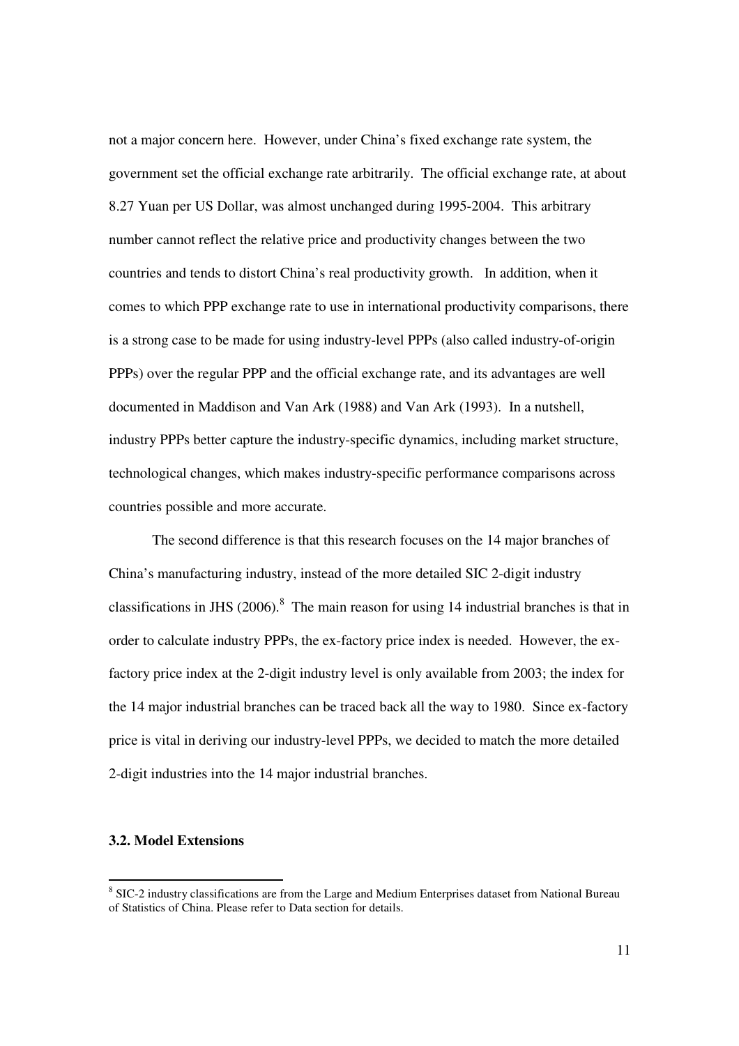not a major concern here. However, under China's fixed exchange rate system, the government set the official exchange rate arbitrarily. The official exchange rate, at about 8.27 Yuan per US Dollar, was almost unchanged during 1995-2004. This arbitrary number cannot reflect the relative price and productivity changes between the two countries and tends to distort China's real productivity growth. In addition, when it comes to which PPP exchange rate to use in international productivity comparisons, there is a strong case to be made for using industry-level PPPs (also called industry-of-origin PPPs) over the regular PPP and the official exchange rate, and its advantages are well documented in Maddison and Van Ark (1988) and Van Ark (1993). In a nutshell, industry PPPs better capture the industry-specific dynamics, including market structure, technological changes, which makes industry-specific performance comparisons across countries possible and more accurate.

The second difference is that this research focuses on the 14 major branches of China's manufacturing industry, instead of the more detailed SIC 2-digit industry classifications in JHS (2006).[8] The main reason for using 14 industrial branches is that in order to calculate industry PPPs, the ex-factory price index is needed. However, the ex-factory price index at the 2-digit industry level is only available from 2003; the index for the 14 major industrial branches can be traced back all the way to 1980. Since ex-factory price is vital in deriving our industry-level PPPs, we decided to match the more detailed 2-digit industries into the 14 major industrial branches.

### 3.2. Model Extensions

[8] SIC-2 industry classifications are from the Large and Medium Enterprises dataset from National Bureau of Statistics of China. Please refer to Data section for details.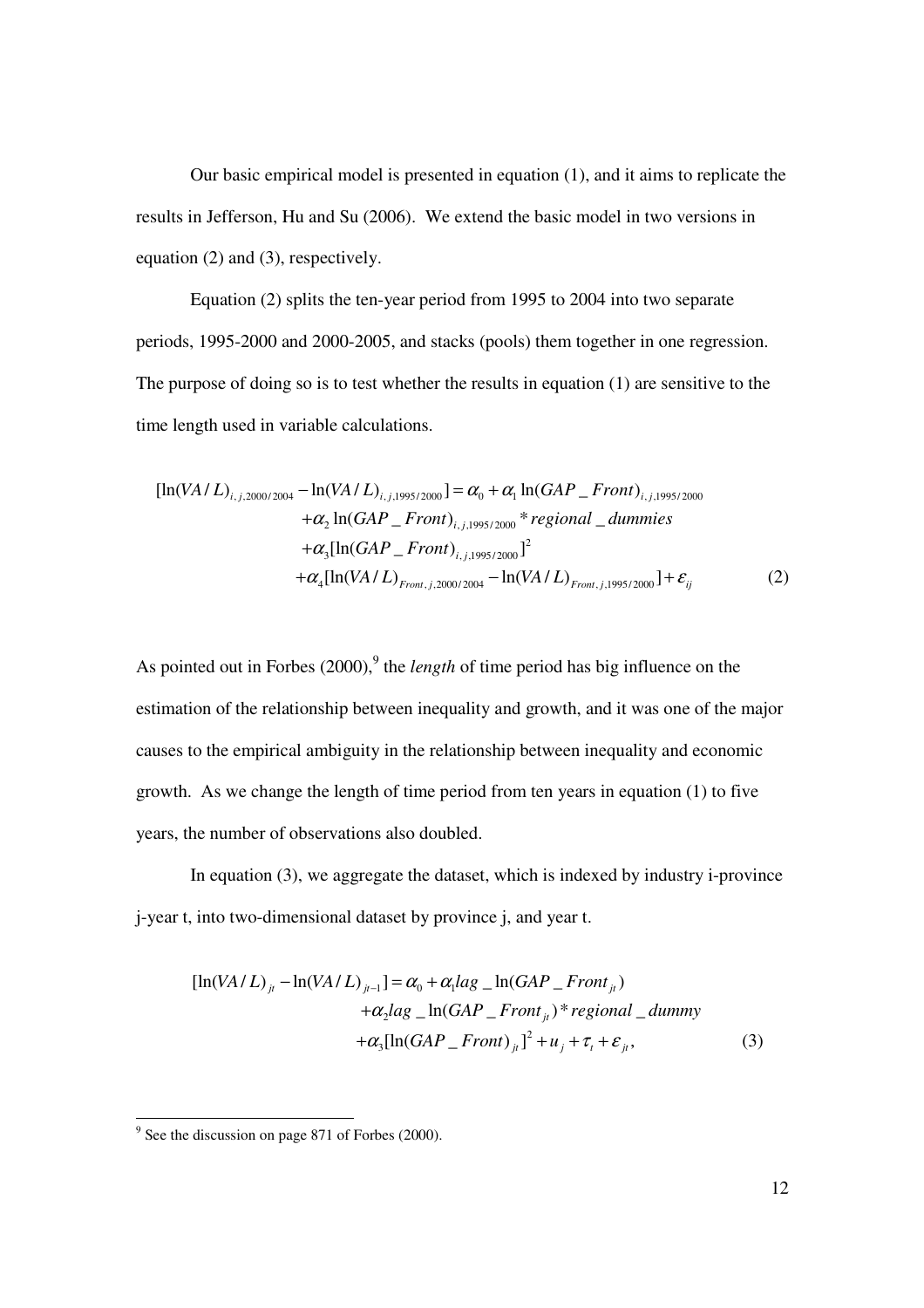Our basic empirical model is presented in equation (1), and it aims to replicate the results in Jefferson, Hu and Su (2006). We extend the basic model in two versions in equation (2) and (3), respectively.

Equation (2) splits the ten-year period from 1995 to 2004 into two separate periods, 1995-2000 and 2000-2005, and stacks (pools) them together in one regression. The purpose of doing so is to test whether the results in equation (1) are sensitive to the time length used in variable calculations.

$$
\begin{aligned}
[\ln(VA/L)_{i,j,2000/2004} - \ln(VA/L)_{i,j,1995/2000}] = \alpha_0 + \alpha_1 \ln(GAP\_Front)_{i,j,1995/2000} \\
+\alpha_2 \ln(GAP\_Front)_{i,j,1995/2000} * regional\_dummies \\
+\alpha_3 [\ln(GAP\_Front)_{i,j,1995/2000}]^2 \\
+\alpha_4 [\ln(VA/L)_{Front,j,2000/2004} - \ln(VA/L)_{Front,j,1995/2000}] + \varepsilon_{ij} \qquad (2)
\end{aligned}
$$

As pointed out in Forbes (2000),[9] the *length* of time period has big influence on the estimation of the relationship between inequality and growth, and it was one of the major causes to the empirical ambiguity in the relationship between inequality and economic growth. As we change the length of time period from ten years in equation (1) to five years, the number of observations also doubled.

In equation (3), we aggregate the dataset, which is indexed by industry i-province j-year t, into two-dimensional dataset by province j, and year t.

$$
\begin{aligned}
[\ln(VA/L)_{jt} - \ln(VA/L)_{jt-1}] = \alpha_0 + \alpha_1 lag\_\ln(GAP\_Front_{jt}) \\
+\alpha_2 lag\_\ln(GAP\_Front_{jt}) * regional\_dummy \\
+\alpha_3 [\ln(GAP\_Front)_{jt}]^2 + u_j + \tau_t + \varepsilon_{jt}, \qquad (3)
\end{aligned}
$$

[9] See the discussion on page 871 of Forbes (2000).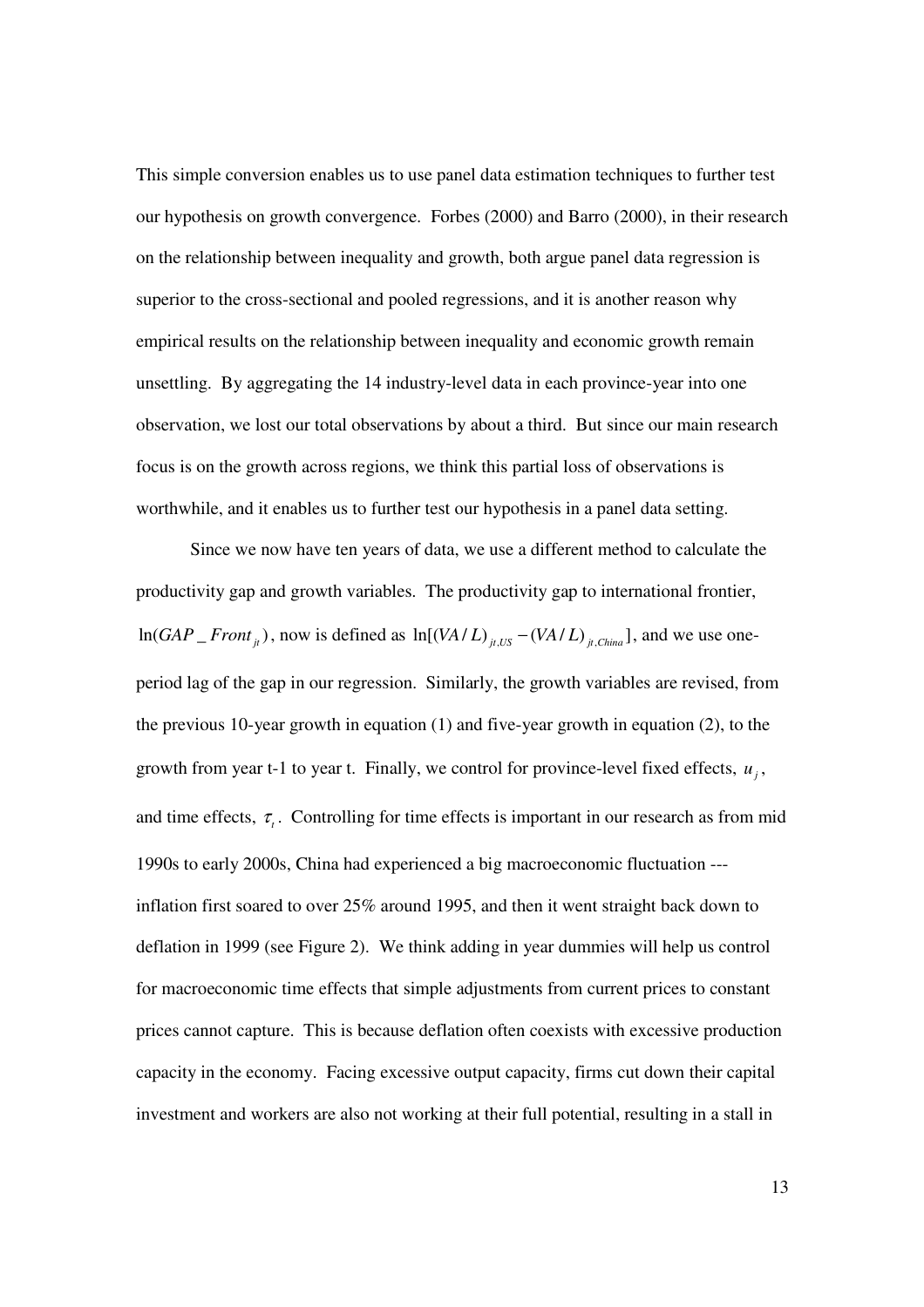This simple conversion enables us to use panel data estimation techniques to further test our hypothesis on growth convergence. Forbes (2000) and Barro (2000), in their research on the relationship between inequality and growth, both argue panel data regression is superior to the cross-sectional and pooled regressions, and it is another reason why empirical results on the relationship between inequality and economic growth remain unsettling. By aggregating the 14 industry-level data in each province-year into one observation, we lost our total observations by about a third. But since our main research focus is on the growth across regions, we think this partial loss of observations is worthwhile, and it enables us to further test our hypothesis in a panel data setting.

Since we now have ten years of data, we use a different method to calculate the productivity gap and growth variables. The productivity gap to international frontier, $\ln(GAP\_Front_{jt})$, now is defined as $\ln[(VA/L)_{jt,US} - (VA/L)_{jt,China}]$, and we use one-period lag of the gap in our regression. Similarly, the growth variables are revised, from the previous 10-year growth in equation (1) and five-year growth in equation (2), to the growth from year t-1 to year t. Finally, we control for province-level fixed effects, $u_j$, and time effects, $\tau_t$. Controlling for time effects is important in our research as from mid 1990s to early 2000s, China had experienced a big macroeconomic fluctuation --- inflation first soared to over 25% around 1995, and then it went straight back down to deflation in 1999 (see Figure 2). We think adding in year dummies will help us control for macroeconomic time effects that simple adjustments from current prices to constant prices cannot capture. This is because deflation often coexists with excessive production capacity in the economy. Facing excessive output capacity, firms cut down their capital investment and workers are also not working at their full potential, resulting in a stall in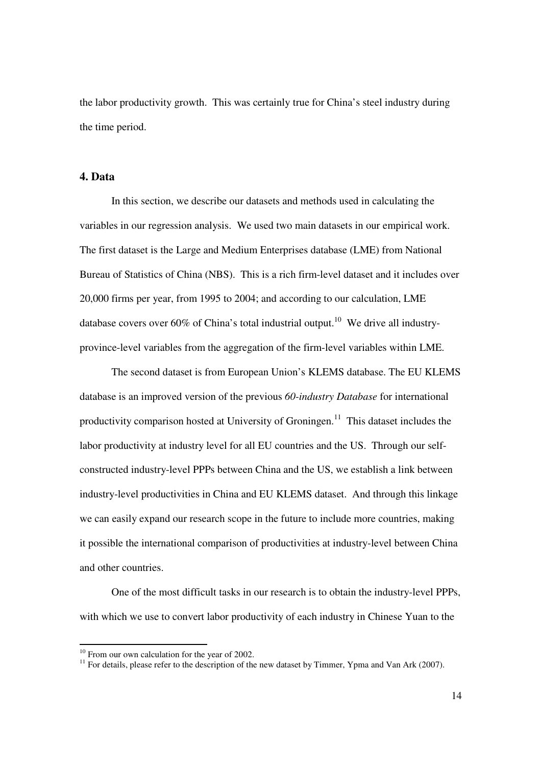the labor productivity growth. This was certainly true for China's steel industry during the time period.

## 4. Data

In this section, we describe our datasets and methods used in calculating the variables in our regression analysis. We used two main datasets in our empirical work. The first dataset is the Large and Medium Enterprises database (LME) from National Bureau of Statistics of China (NBS). This is a rich firm-level dataset and it includes over 20,000 firms per year, from 1995 to 2004; and according to our calculation, LME database covers over 60% of China's total industrial output.[10] We drive all industry-province-level variables from the aggregation of the firm-level variables within LME.

The second dataset is from European Union's KLEMS database. The EU KLEMS database is an improved version of the previous *60-industry Database* for international productivity comparison hosted at University of Groningen.[11] This dataset includes the labor productivity at industry level for all EU countries and the US. Through our self-constructed industry-level PPPs between China and the US, we establish a link between industry-level productivities in China and EU KLEMS dataset. And through this linkage we can easily expand our research scope in the future to include more countries, making it possible the international comparison of productivities at industry-level between China and other countries.

One of the most difficult tasks in our research is to obtain the industry-level PPPs, with which we use to convert labor productivity of each industry in Chinese Yuan to the

[10] From our own calculation for the year of 2002.

[11] For details, please refer to the description of the new dataset by Timmer, Ypma and Van Ark (2007).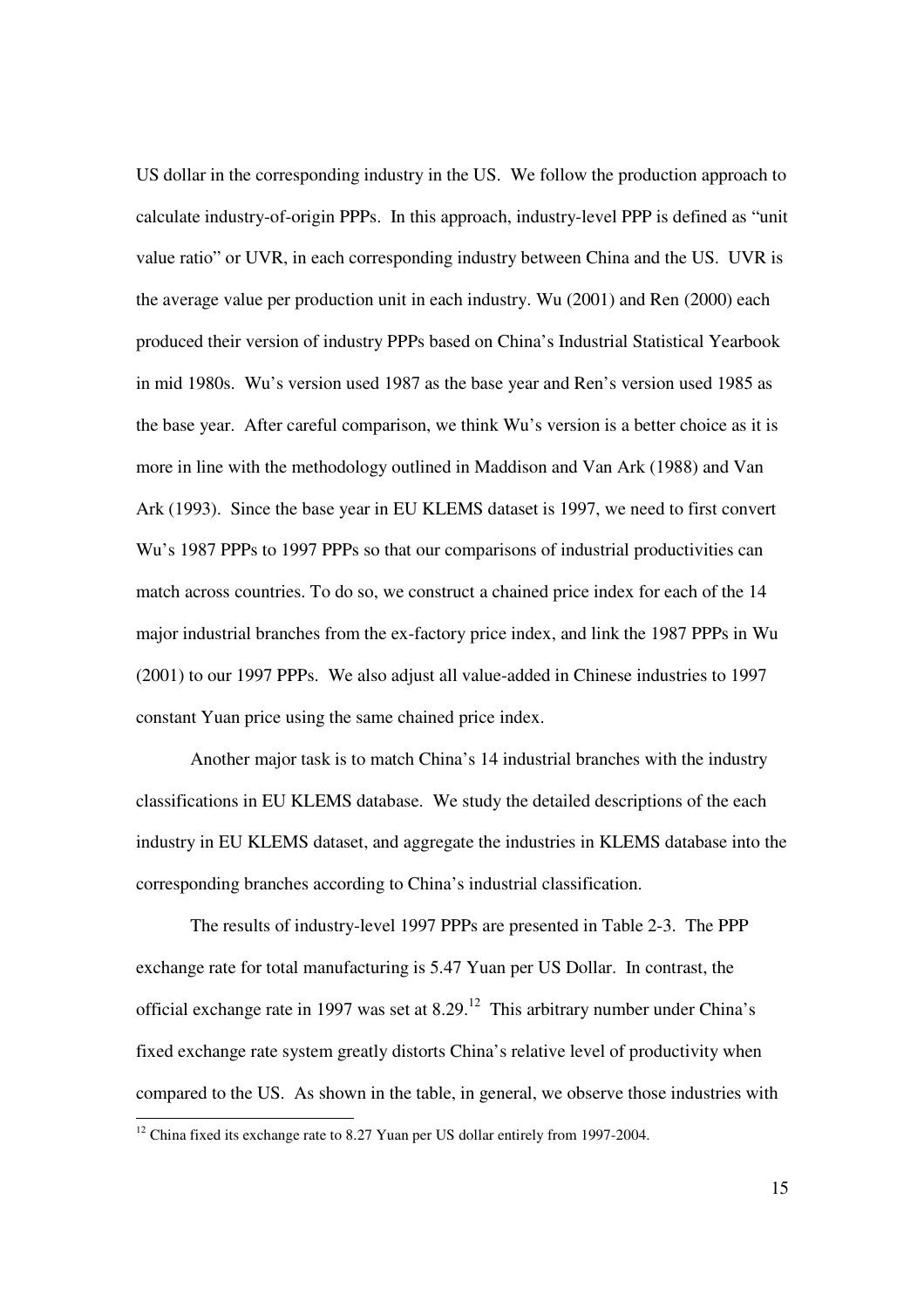US dollar in the corresponding industry in the US. We follow the production approach to calculate industry-of-origin PPPs. In this approach, industry-level PPP is defined as "unit value ratio" or UVR, in each corresponding industry between China and the US. UVR is the average value per production unit in each industry. Wu (2001) and Ren (2000) each produced their version of industry PPPs based on China's Industrial Statistical Yearbook in mid 1980s. Wu's version used 1987 as the base year and Ren's version used 1985 as the base year. After careful comparison, we think Wu's version is a better choice as it is more in line with the methodology outlined in Maddison and Van Ark (1988) and Van Ark (1993). Since the base year in EU KLEMS dataset is 1997, we need to first convert Wu's 1987 PPPs to 1997 PPPs so that our comparisons of industrial productivities can match across countries. To do so, we construct a chained price index for each of the 14 major industrial branches from the ex-factory price index, and link the 1987 PPPs in Wu (2001) to our 1997 PPPs. We also adjust all value-added in Chinese industries to 1997 constant Yuan price using the same chained price index.

Another major task is to match China's 14 industrial branches with the industry classifications in EU KLEMS database. We study the detailed descriptions of the each industry in EU KLEMS dataset, and aggregate the industries in KLEMS database into the corresponding branches according to China's industrial classification.

The results of industry-level 1997 PPPs are presented in Table 2-3. The PPP exchange rate for total manufacturing is 5.47 Yuan per US Dollar. In contrast, the official exchange rate in 1997 was set at 8.29.[12] This arbitrary number under China's fixed exchange rate system greatly distorts China's relative level of productivity when compared to the US. As shown in the table, in general, we observe those industries with

[12] China fixed its exchange rate to 8.27 Yuan per US dollar entirely from 1997-2004.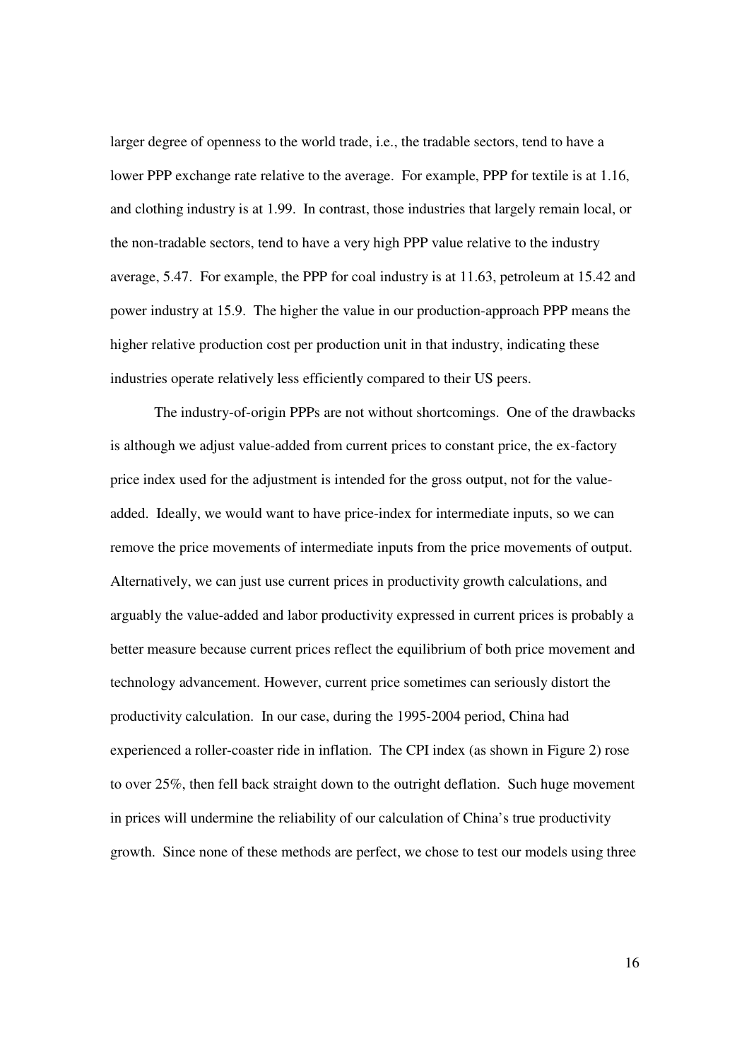larger degree of openness to the world trade, i.e., the tradable sectors, tend to have a lower PPP exchange rate relative to the average. For example, PPP for textile is at 1.16, and clothing industry is at 1.99. In contrast, those industries that largely remain local, or the non-tradable sectors, tend to have a very high PPP value relative to the industry average, 5.47. For example, the PPP for coal industry is at 11.63, petroleum at 15.42 and power industry at 15.9. The higher the value in our production-approach PPP means the higher relative production cost per production unit in that industry, indicating these industries operate relatively less efficiently compared to their US peers.

The industry-of-origin PPPs are not without shortcomings. One of the drawbacks is although we adjust value-added from current prices to constant price, the ex-factory price index used for the adjustment is intended for the gross output, not for the value-added. Ideally, we would want to have price-index for intermediate inputs, so we can remove the price movements of intermediate inputs from the price movements of output. Alternatively, we can just use current prices in productivity growth calculations, and arguably the value-added and labor productivity expressed in current prices is probably a better measure because current prices reflect the equilibrium of both price movement and technology advancement. However, current price sometimes can seriously distort the productivity calculation. In our case, during the 1995-2004 period, China had experienced a roller-coaster ride in inflation. The CPI index (as shown in Figure 2) rose to over 25%, then fell back straight down to the outright deflation. Such huge movement in prices will undermine the reliability of our calculation of China's true productivity growth. Since none of these methods are perfect, we chose to test our models using three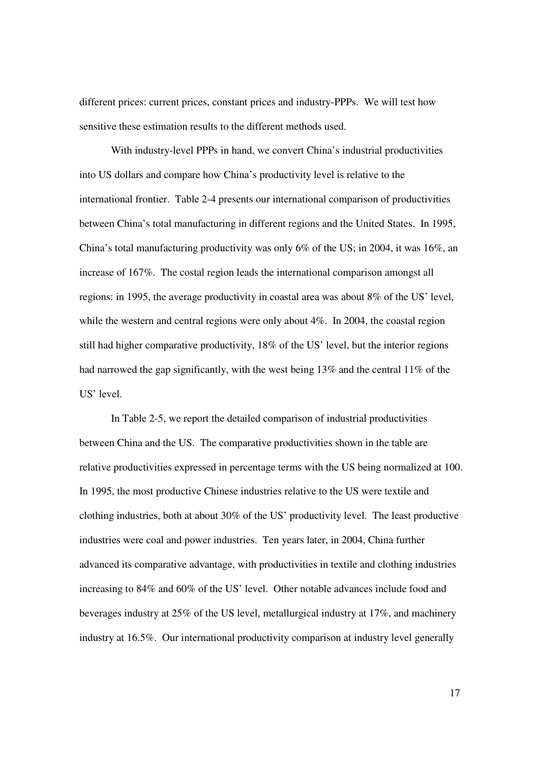different prices: current prices, constant prices and industry-PPPs. We will test how sensitive these estimation results to the different methods used.

With industry-level PPPs in hand, we convert China's industrial productivities into US dollars and compare how China's productivity level is relative to the international frontier. Table 2-4 presents our international comparison of productivities between China's total manufacturing in different regions and the United States. In 1995, China's total manufacturing productivity was only 6% of the US; in 2004, it was 16%, an increase of 167%. The costal region leads the international comparison amongst all regions: in 1995, the average productivity in coastal area was about 8% of the US' level, while the western and central regions were only about 4%. In 2004, the coastal region still had higher comparative productivity, 18% of the US' level, but the interior regions had narrowed the gap significantly, with the west being 13% and the central 11% of the US' level.

In Table 2-5, we report the detailed comparison of industrial productivities between China and the US. The comparative productivities shown in the table are relative productivities expressed in percentage terms with the US being normalized at 100. In 1995, the most productive Chinese industries relative to the US were textile and clothing industries, both at about 30% of the US' productivity level. The least productive industries were coal and power industries. Ten years later, in 2004, China further advanced its comparative advantage, with productivities in textile and clothing industries increasing to 84% and 60% of the US' level. Other notable advances include food and beverages industry at 25% of the US level, metallurgical industry at 17%, and machinery industry at 16.5%. Our international productivity comparison at industry level generally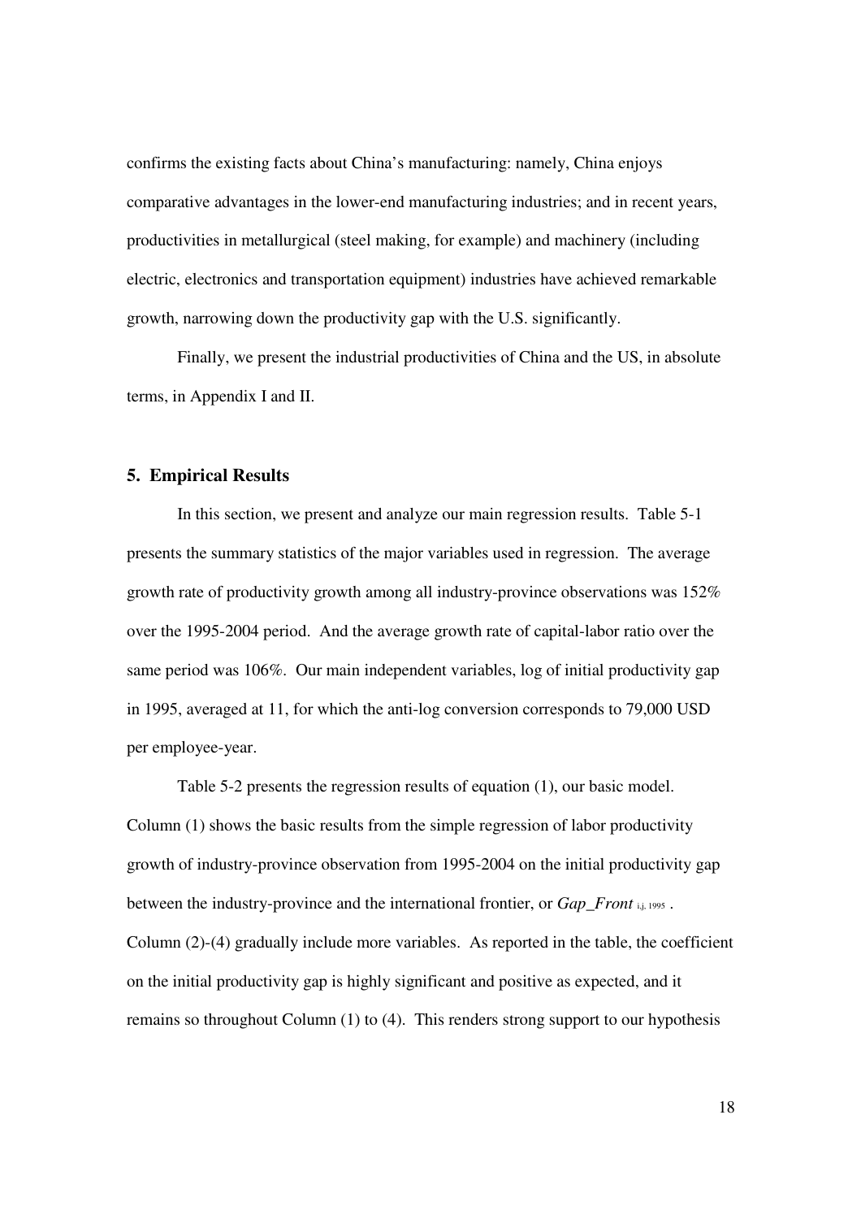confirms the existing facts about China's manufacturing: namely, China enjoys comparative advantages in the lower-end manufacturing industries; and in recent years, productivities in metallurgical (steel making, for example) and machinery (including electric, electronics and transportation equipment) industries have achieved remarkable growth, narrowing down the productivity gap with the U.S. significantly.

Finally, we present the industrial productivities of China and the US, in absolute terms, in Appendix I and II.

## 5. Empirical Results

In this section, we present and analyze our main regression results. Table 5-1 presents the summary statistics of the major variables used in regression. The average growth rate of productivity growth among all industry-province observations was 152% over the 1995-2004 period. And the average growth rate of capital-labor ratio over the same period was 106%. Our main independent variables, log of initial productivity gap in 1995, averaged at 11, for which the anti-log conversion corresponds to 79,000 USD per employee-year.

Table 5-2 presents the regression results of equation (1), our basic model. Column (1) shows the basic results from the simple regression of labor productivity growth of industry-province observation from 1995-2004 on the initial productivity gap between the industry-province and the international frontier, or $Gap\_Front_{i,j,1995}$. Column (2)-(4) gradually include more variables. As reported in the table, the coefficient on the initial productivity gap is highly significant and positive as expected, and it remains so throughout Column (1) to (4). This renders strong support to our hypothesis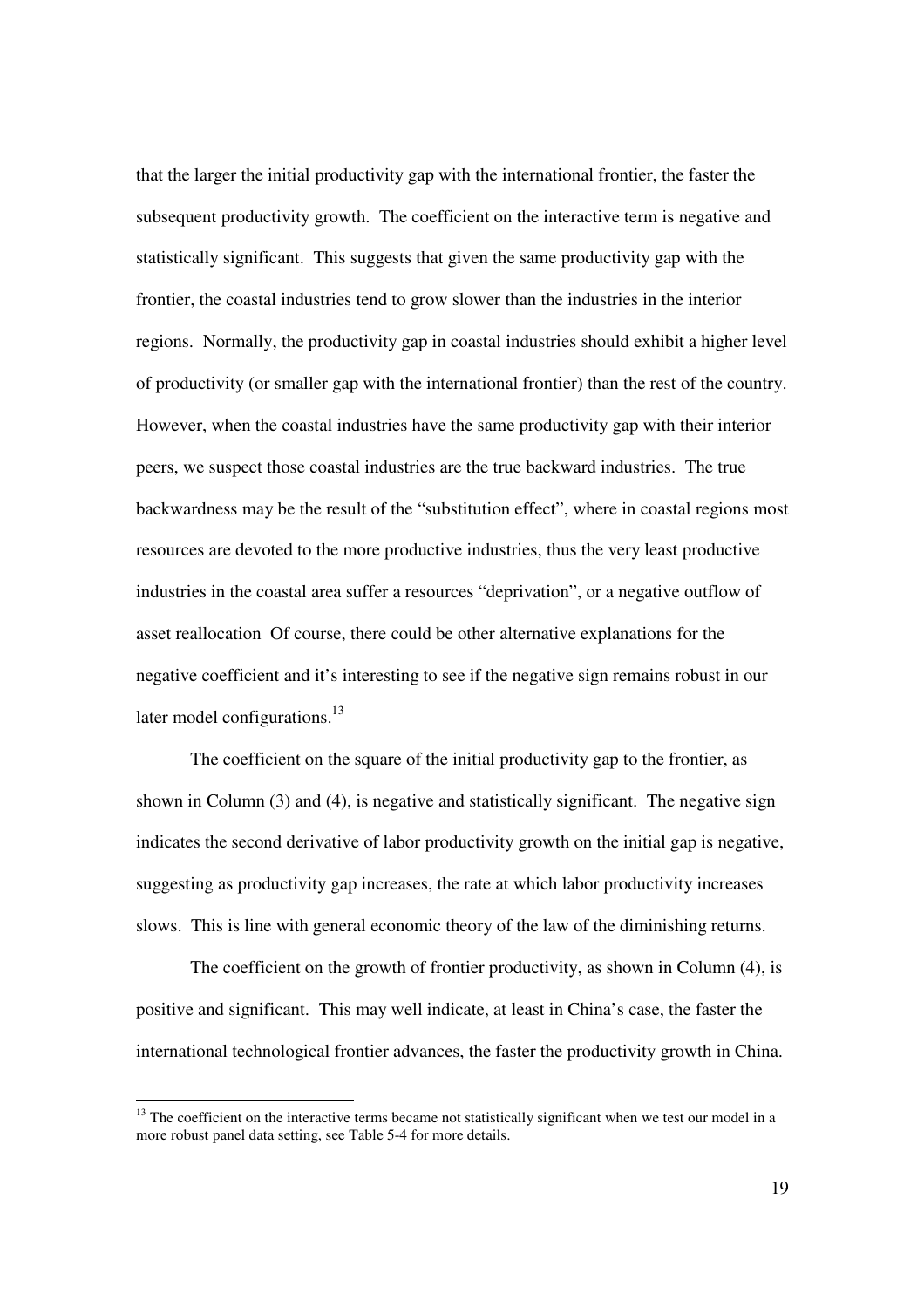that the larger the initial productivity gap with the international frontier, the faster the subsequent productivity growth. The coefficient on the interactive term is negative and statistically significant. This suggests that given the same productivity gap with the frontier, the coastal industries tend to grow slower than the industries in the interior regions. Normally, the productivity gap in coastal industries should exhibit a higher level of productivity (or smaller gap with the international frontier) than the rest of the country. However, when the coastal industries have the same productivity gap with their interior peers, we suspect those coastal industries are the true backward industries. The true backwardness may be the result of the "substitution effect", where in coastal regions most resources are devoted to the more productive industries, thus the very least productive industries in the coastal area suffer a resources "deprivation", or a negative outflow of asset reallocation Of course, there could be other alternative explanations for the negative coefficient and it's interesting to see if the negative sign remains robust in our later model configurations.[13]

The coefficient on the square of the initial productivity gap to the frontier, as shown in Column (3) and (4), is negative and statistically significant. The negative sign indicates the second derivative of labor productivity growth on the initial gap is negative, suggesting as productivity gap increases, the rate at which labor productivity increases slows. This is line with general economic theory of the law of the diminishing returns.

The coefficient on the growth of frontier productivity, as shown in Column (4), is positive and significant. This may well indicate, at least in China's case, the faster the international technological frontier advances, the faster the productivity growth in China.

---

[13] The coefficient on the interactive terms became not statistically significant when we test our model in a more robust panel data setting, see Table 5-4 for more details.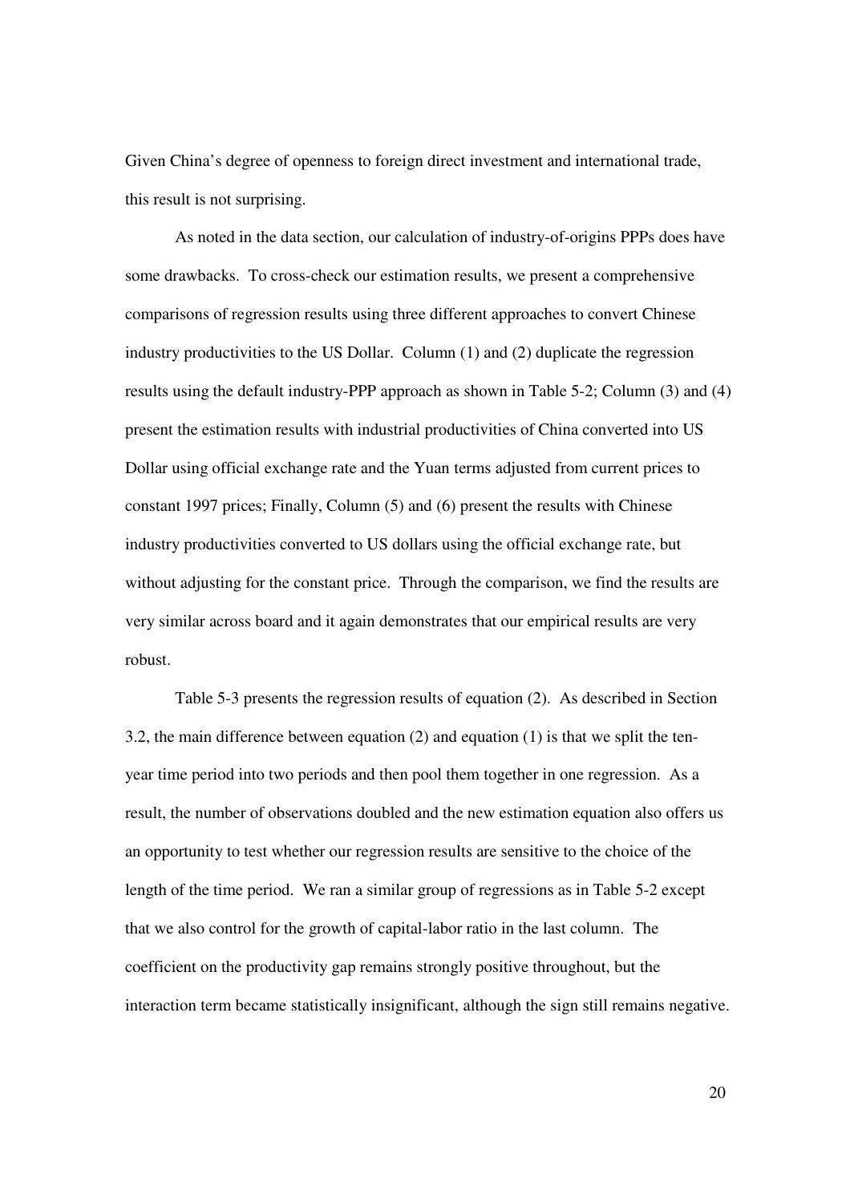Given China's degree of openness to foreign direct investment and international trade, this result is not surprising.

As noted in the data section, our calculation of industry-of-origins PPPs does have some drawbacks. To cross-check our estimation results, we present a comprehensive comparisons of regression results using three different approaches to convert Chinese industry productivities to the US Dollar. Column (1) and (2) duplicate the regression results using the default industry-PPP approach as shown in Table 5-2; Column (3) and (4) present the estimation results with industrial productivities of China converted into US Dollar using official exchange rate and the Yuan terms adjusted from current prices to constant 1997 prices; Finally, Column (5) and (6) present the results with Chinese industry productivities converted to US dollars using the official exchange rate, but without adjusting for the constant price. Through the comparison, we find the results are very similar across board and it again demonstrates that our empirical results are very robust.

Table 5-3 presents the regression results of equation (2). As described in Section 3.2, the main difference between equation (2) and equation (1) is that we split the ten-year time period into two periods and then pool them together in one regression. As a result, the number of observations doubled and the new estimation equation also offers us an opportunity to test whether our regression results are sensitive to the choice of the length of the time period. We ran a similar group of regressions as in Table 5-2 except that we also control for the growth of capital-labor ratio in the last column. The coefficient on the productivity gap remains strongly positive throughout, but the interaction term became statistically insignificant, although the sign still remains negative.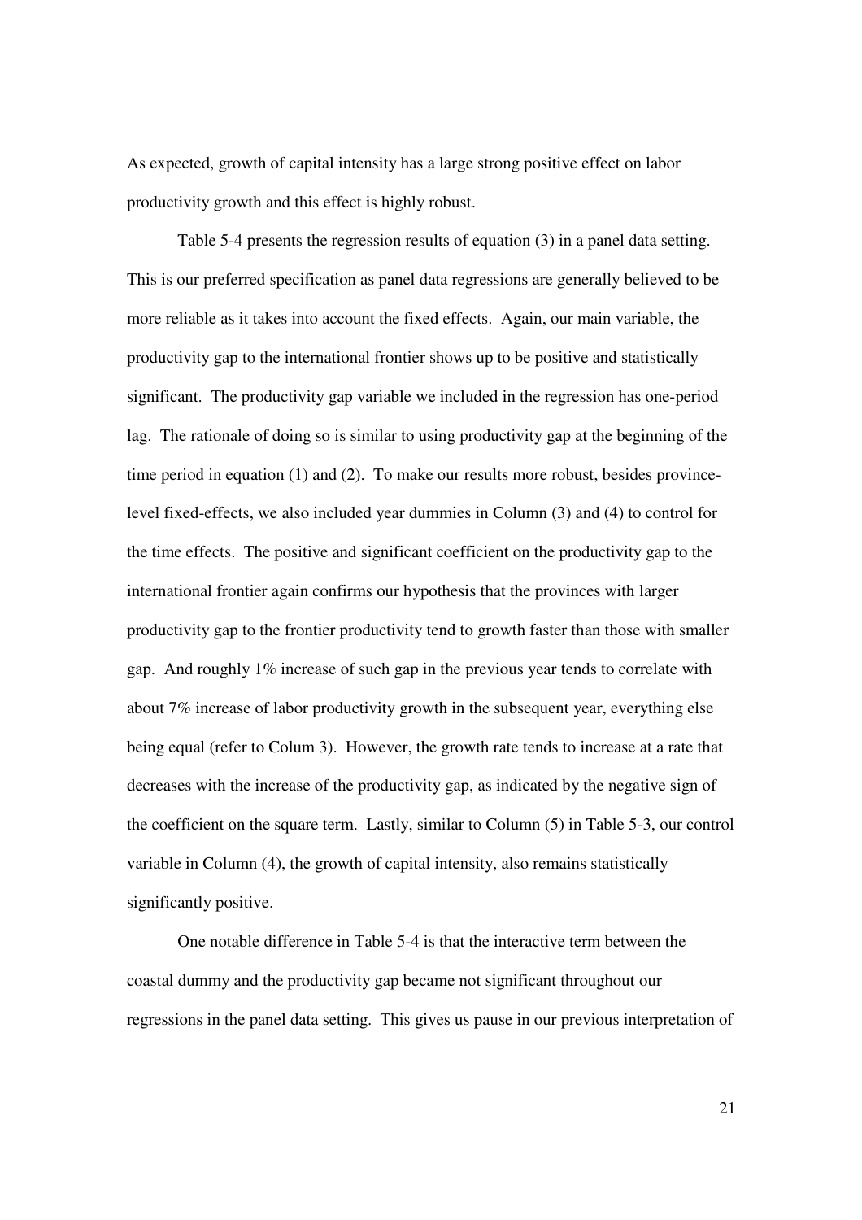As expected, growth of capital intensity has a large strong positive effect on labor productivity growth and this effect is highly robust.

Table 5-4 presents the regression results of equation (3) in a panel data setting. This is our preferred specification as panel data regressions are generally believed to be more reliable as it takes into account the fixed effects. Again, our main variable, the productivity gap to the international frontier shows up to be positive and statistically significant. The productivity gap variable we included in the regression has one-period lag. The rationale of doing so is similar to using productivity gap at the beginning of the time period in equation (1) and (2). To make our results more robust, besides province-level fixed-effects, we also included year dummies in Column (3) and (4) to control for the time effects. The positive and significant coefficient on the productivity gap to the international frontier again confirms our hypothesis that the provinces with larger productivity gap to the frontier productivity tend to growth faster than those with smaller gap. And roughly 1% increase of such gap in the previous year tends to correlate with about 7% increase of labor productivity growth in the subsequent year, everything else being equal (refer to Colum 3). However, the growth rate tends to increase at a rate that decreases with the increase of the productivity gap, as indicated by the negative sign of the coefficient on the square term. Lastly, similar to Column (5) in Table 5-3, our control variable in Column (4), the growth of capital intensity, also remains statistically significantly positive.

One notable difference in Table 5-4 is that the interactive term between the coastal dummy and the productivity gap became not significant throughout our regressions in the panel data setting. This gives us pause in our previous interpretation of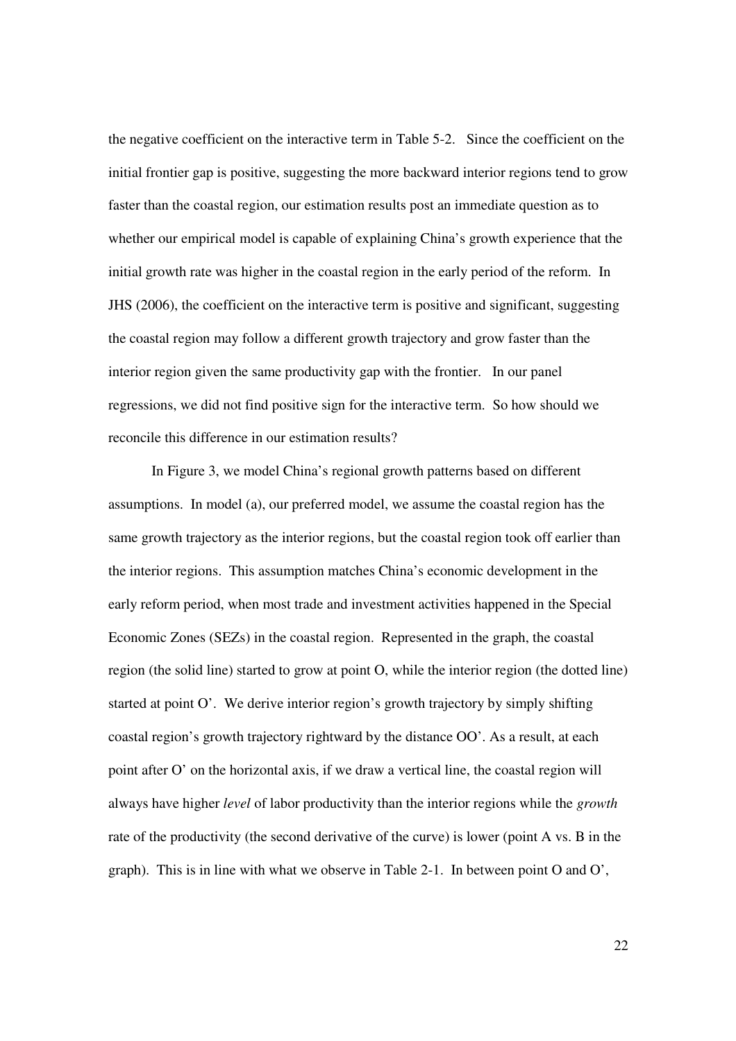the negative coefficient on the interactive term in Table 5-2. Since the coefficient on the initial frontier gap is positive, suggesting the more backward interior regions tend to grow faster than the coastal region, our estimation results post an immediate question as to whether our empirical model is capable of explaining China's growth experience that the initial growth rate was higher in the coastal region in the early period of the reform. In JHS (2006), the coefficient on the interactive term is positive and significant, suggesting the coastal region may follow a different growth trajectory and grow faster than the interior region given the same productivity gap with the frontier. In our panel regressions, we did not find positive sign for the interactive term. So how should we reconcile this difference in our estimation results?

In Figure 3, we model China's regional growth patterns based on different assumptions. In model (a), our preferred model, we assume the coastal region has the same growth trajectory as the interior regions, but the coastal region took off earlier than the interior regions. This assumption matches China's economic development in the early reform period, when most trade and investment activities happened in the Special Economic Zones (SEZs) in the coastal region. Represented in the graph, the coastal region (the solid line) started to grow at point O, while the interior region (the dotted line) started at point O'. We derive interior region's growth trajectory by simply shifting coastal region's growth trajectory rightward by the distance OO'. As a result, at each point after O' on the horizontal axis, if we draw a vertical line, the coastal region will always have higher *level* of labor productivity than the interior regions while the *growth* rate of the productivity (the second derivative of the curve) is lower (point A vs. B in the graph). This is in line with what we observe in Table 2-1. In between point O and O',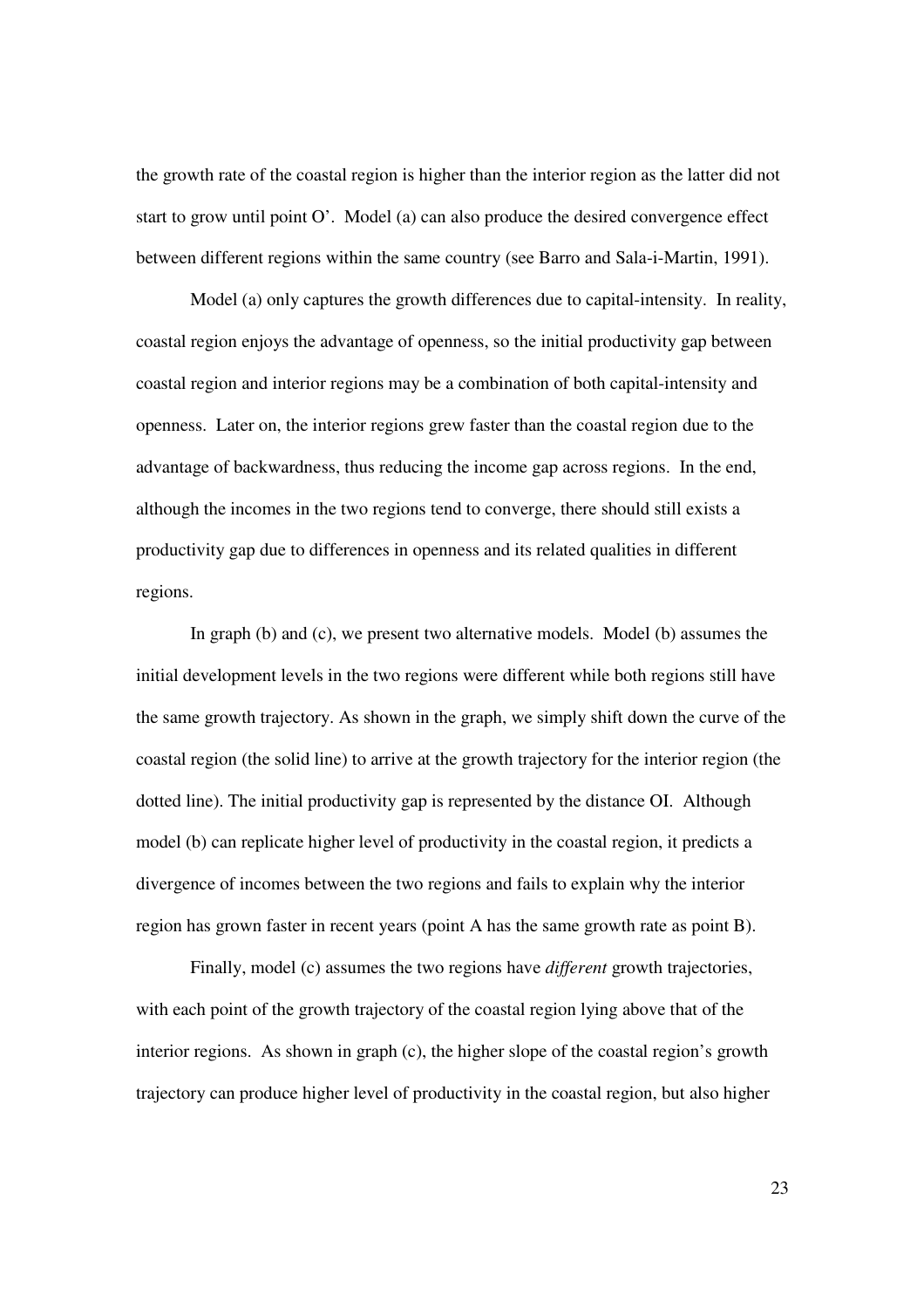the growth rate of the coastal region is higher than the interior region as the latter did not start to grow until point O'. Model (a) can also produce the desired convergence effect between different regions within the same country (see Barro and Sala-i-Martin, 1991).

Model (a) only captures the growth differences due to capital-intensity. In reality, coastal region enjoys the advantage of openness, so the initial productivity gap between coastal region and interior regions may be a combination of both capital-intensity and openness. Later on, the interior regions grew faster than the coastal region due to the advantage of backwardness, thus reducing the income gap across regions. In the end, although the incomes in the two regions tend to converge, there should still exists a productivity gap due to differences in openness and its related qualities in different regions.

In graph (b) and (c), we present two alternative models. Model (b) assumes the initial development levels in the two regions were different while both regions still have the same growth trajectory. As shown in the graph, we simply shift down the curve of the coastal region (the solid line) to arrive at the growth trajectory for the interior region (the dotted line). The initial productivity gap is represented by the distance OI. Although model (b) can replicate higher level of productivity in the coastal region, it predicts a divergence of incomes between the two regions and fails to explain why the interior region has grown faster in recent years (point A has the same growth rate as point B).

Finally, model (c) assumes the two regions have *different* growth trajectories, with each point of the growth trajectory of the coastal region lying above that of the interior regions. As shown in graph (c), the higher slope of the coastal region's growth trajectory can produce higher level of productivity in the coastal region, but also higher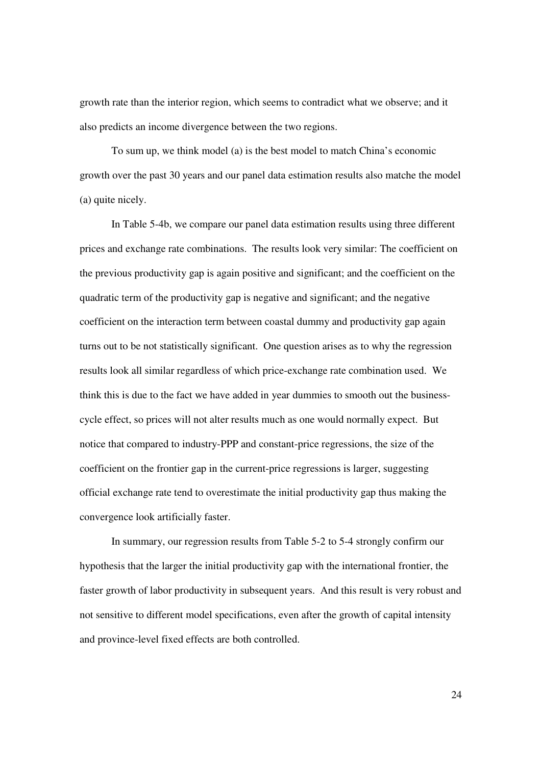growth rate than the interior region, which seems to contradict what we observe; and it also predicts an income divergence between the two regions.

To sum up, we think model (a) is the best model to match China's economic growth over the past 30 years and our panel data estimation results also matche the model (a) quite nicely.

In Table 5-4b, we compare our panel data estimation results using three different prices and exchange rate combinations. The results look very similar: The coefficient on the previous productivity gap is again positive and significant; and the coefficient on the quadratic term of the productivity gap is negative and significant; and the negative coefficient on the interaction term between coastal dummy and productivity gap again turns out to be not statistically significant. One question arises as to why the regression results look all similar regardless of which price-exchange rate combination used. We think this is due to the fact we have added in year dummies to smooth out the business-cycle effect, so prices will not alter results much as one would normally expect. But notice that compared to industry-PPP and constant-price regressions, the size of the coefficient on the frontier gap in the current-price regressions is larger, suggesting official exchange rate tend to overestimate the initial productivity gap thus making the convergence look artificially faster.

In summary, our regression results from Table 5-2 to 5-4 strongly confirm our hypothesis that the larger the initial productivity gap with the international frontier, the faster growth of labor productivity in subsequent years. And this result is very robust and not sensitive to different model specifications, even after the growth of capital intensity and province-level fixed effects are both controlled.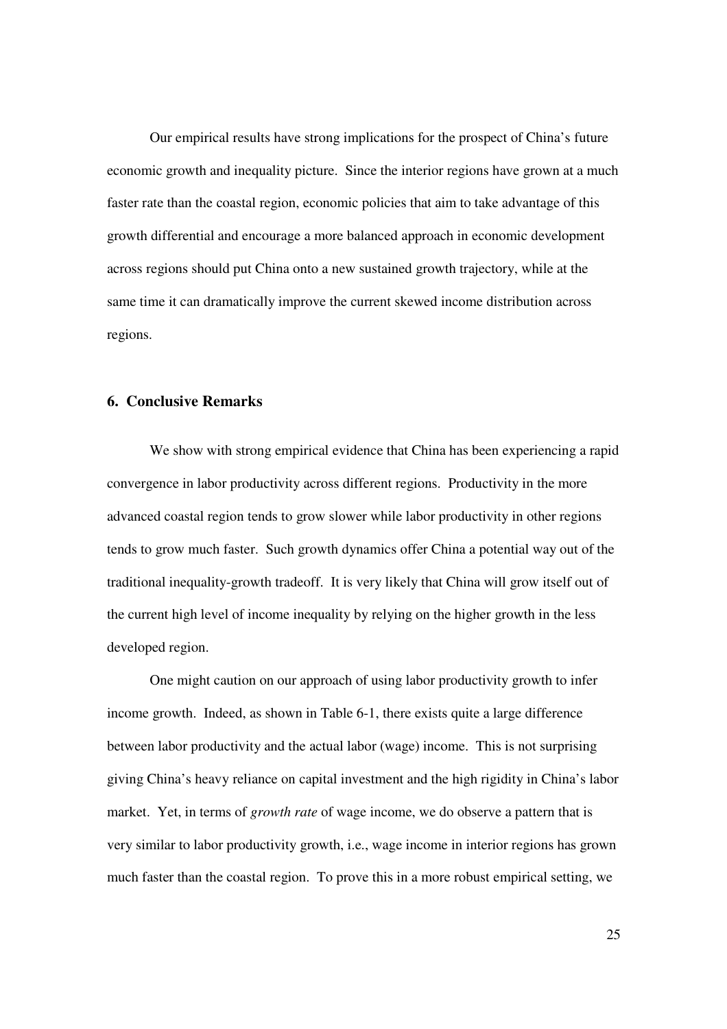Our empirical results have strong implications for the prospect of China's future economic growth and inequality picture. Since the interior regions have grown at a much faster rate than the coastal region, economic policies that aim to take advantage of this growth differential and encourage a more balanced approach in economic development across regions should put China onto a new sustained growth trajectory, while at the same time it can dramatically improve the current skewed income distribution across regions.

## 6. Conclusive Remarks

We show with strong empirical evidence that China has been experiencing a rapid convergence in labor productivity across different regions. Productivity in the more advanced coastal region tends to grow slower while labor productivity in other regions tends to grow much faster. Such growth dynamics offer China a potential way out of the traditional inequality-growth tradeoff. It is very likely that China will grow itself out of the current high level of income inequality by relying on the higher growth in the less developed region.

One might caution on our approach of using labor productivity growth to infer income growth. Indeed, as shown in Table 6-1, there exists quite a large difference between labor productivity and the actual labor (wage) income. This is not surprising giving China's heavy reliance on capital investment and the high rigidity in China's labor market. Yet, in terms of *growth rate* of wage income, we do observe a pattern that is very similar to labor productivity growth, i.e., wage income in interior regions has grown much faster than the coastal region. To prove this in a more robust empirical setting, we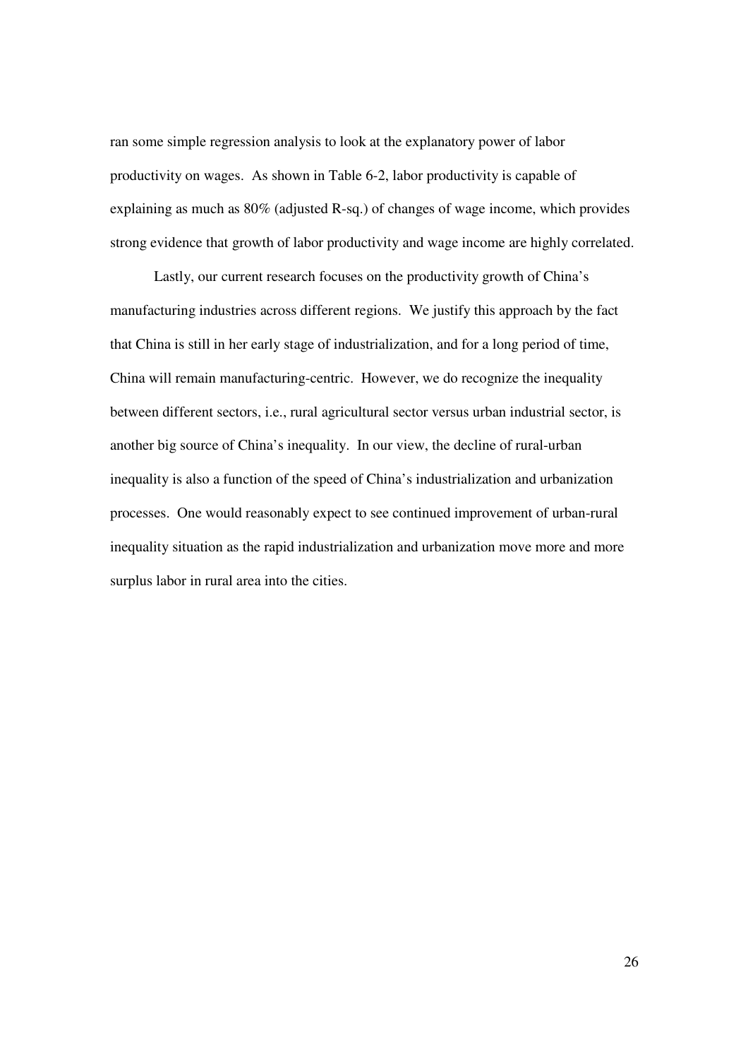ran some simple regression analysis to look at the explanatory power of labor productivity on wages. As shown in Table 6-2, labor productivity is capable of explaining as much as 80% (adjusted R-sq.) of changes of wage income, which provides strong evidence that growth of labor productivity and wage income are highly correlated.

Lastly, our current research focuses on the productivity growth of China's manufacturing industries across different regions. We justify this approach by the fact that China is still in her early stage of industrialization, and for a long period of time, China will remain manufacturing-centric. However, we do recognize the inequality between different sectors, i.e., rural agricultural sector versus urban industrial sector, is another big source of China's inequality. In our view, the decline of rural-urban inequality is also a function of the speed of China's industrialization and urbanization processes. One would reasonably expect to see continued improvement of urban-rural inequality situation as the rapid industrialization and urbanization move more and more surplus labor in rural area into the cities.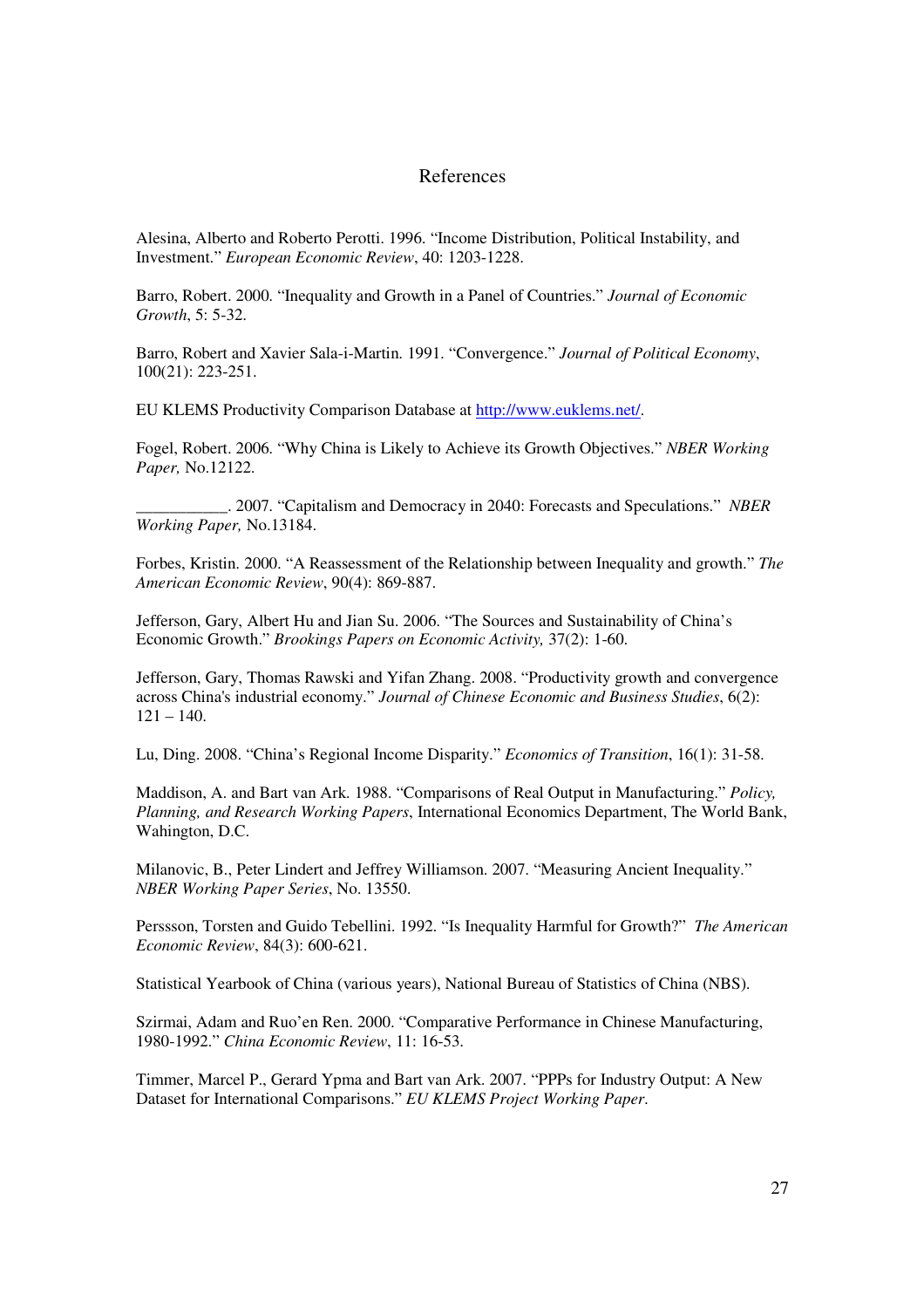# References

Alesina, Alberto and Roberto Perotti. 1996. "Income Distribution, Political Instability, and Investment." *European Economic Review*, 40: 1203-1228.

Barro, Robert. 2000. "Inequality and Growth in a Panel of Countries." *Journal of Economic Growth*, 5: 5-32.

Barro, Robert and Xavier Sala-i-Martin. 1991. "Convergence." *Journal of Political Economy*, 100(21): 223-251.

EU KLEMS Productivity Comparison Database at http://www.euklems.net/.

Fogel, Robert. 2006. "Why China is Likely to Achieve its Growth Objectives." *NBER Working Paper,* No.12122.

___________. 2007. "Capitalism and Democracy in 2040: Forecasts and Speculations." *NBER Working Paper,* No.13184.

Forbes, Kristin. 2000. "A Reassessment of the Relationship between Inequality and growth." *The American Economic Review*, 90(4): 869-887.

Jefferson, Gary, Albert Hu and Jian Su. 2006. "The Sources and Sustainability of China's Economic Growth." *Brookings Papers on Economic Activity,* 37(2): 1-60.

Jefferson, Gary, Thomas Rawski and Yifan Zhang. 2008. "Productivity growth and convergence across China's industrial economy." *Journal of Chinese Economic and Business Studies*, 6(2): 121 – 140.

Lu, Ding. 2008. "China's Regional Income Disparity." *Economics of Transition*, 16(1): 31-58.

Maddison, A. and Bart van Ark. 1988. "Comparisons of Real Output in Manufacturing." *Policy, Planning, and Research Working Papers*, International Economics Department, The World Bank, Wahington, D.C.

Milanovic, B., Peter Lindert and Jeffrey Williamson. 2007. "Measuring Ancient Inequality." *NBER Working Paper Series*, No. 13550.

Perssson, Torsten and Guido Tebellini. 1992. "Is Inequality Harmful for Growth?" *The American Economic Review*, 84(3): 600-621.

Statistical Yearbook of China (various years), National Bureau of Statistics of China (NBS).

Szirmai, Adam and Ruo'en Ren. 2000. "Comparative Performance in Chinese Manufacturing, 1980-1992." *China Economic Review*, 11: 16-53.

Timmer, Marcel P., Gerard Ypma and Bart van Ark. 2007. "PPPs for Industry Output: A New Dataset for International Comparisons." *EU KLEMS Project Working Paper*.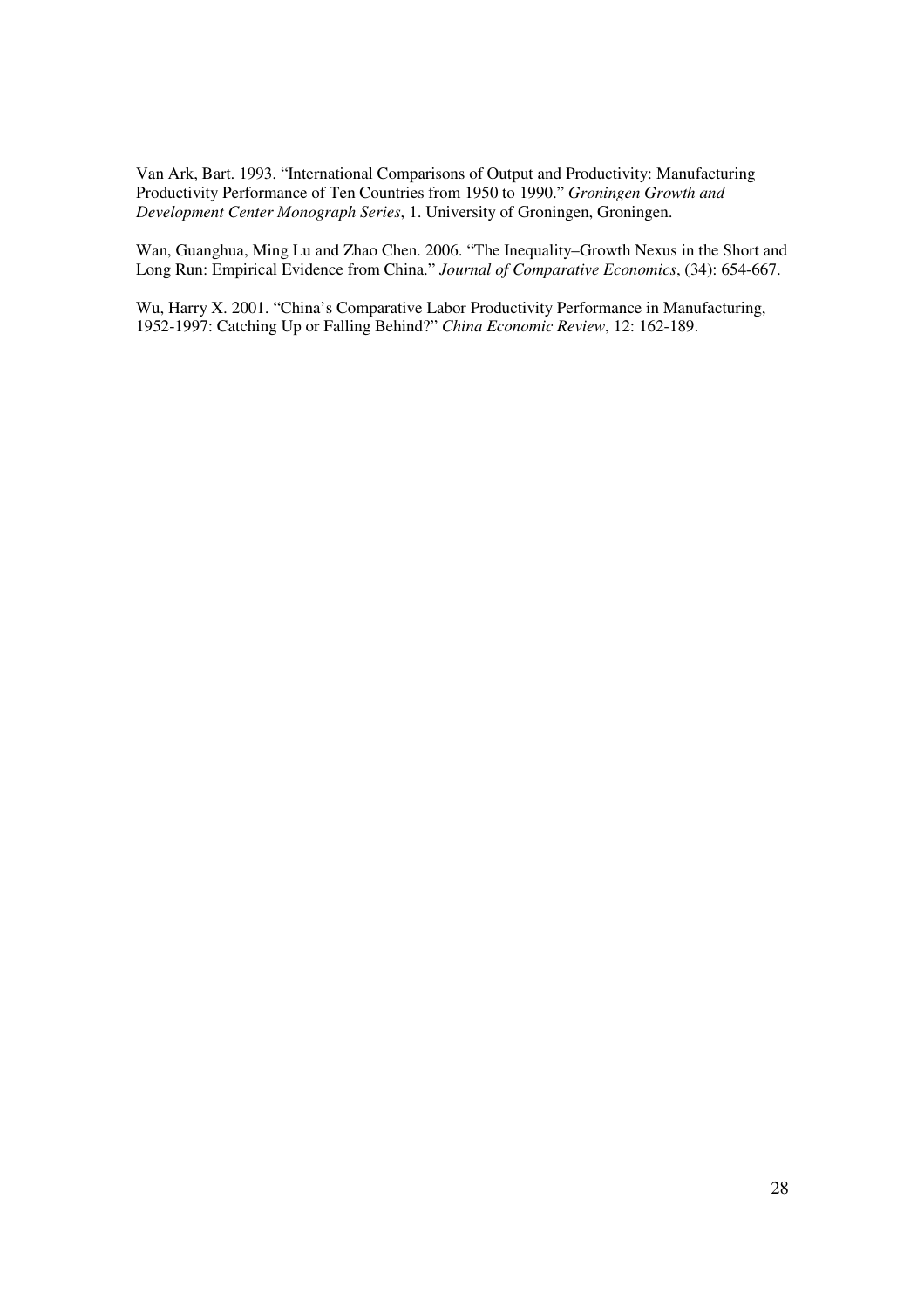Van Ark, Bart. 1993. "International Comparisons of Output and Productivity: Manufacturing Productivity Performance of Ten Countries from 1950 to 1990." *Groningen Growth and Development Center Monograph Series*, 1. University of Groningen, Groningen.

Wan, Guanghua, Ming Lu and Zhao Chen. 2006. "The Inequality–Growth Nexus in the Short and Long Run: Empirical Evidence from China." *Journal of Comparative Economics*, (34): 654-667.

Wu, Harry X. 2001. "China's Comparative Labor Productivity Performance in Manufacturing, 1952-1997: Catching Up or Falling Behind?" *China Economic Review*, 12: 162-189.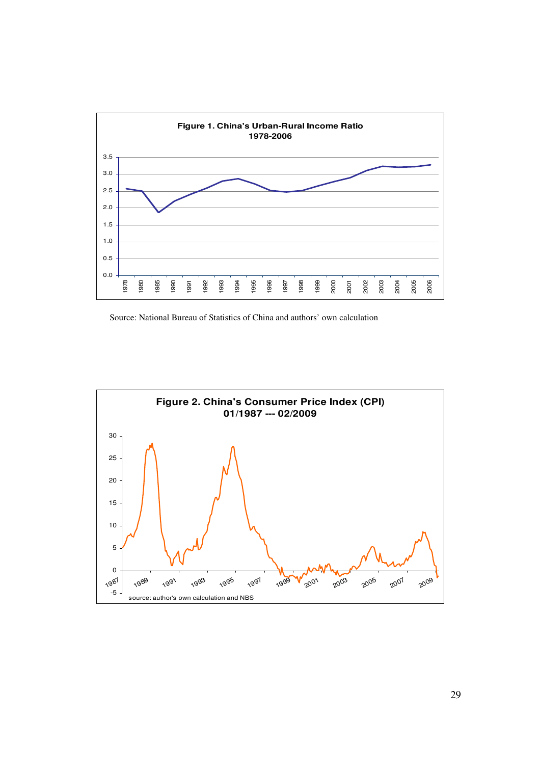**Figure 1. China's Urban-Rural Income Ratio 1978-2006**

Source: National Bureau of Statistics of China and authors' own calculation

**Figure 2. China's Consumer Price Index (CPI) 01/1987 --- 02/2009**

source: author's own calculation and NBS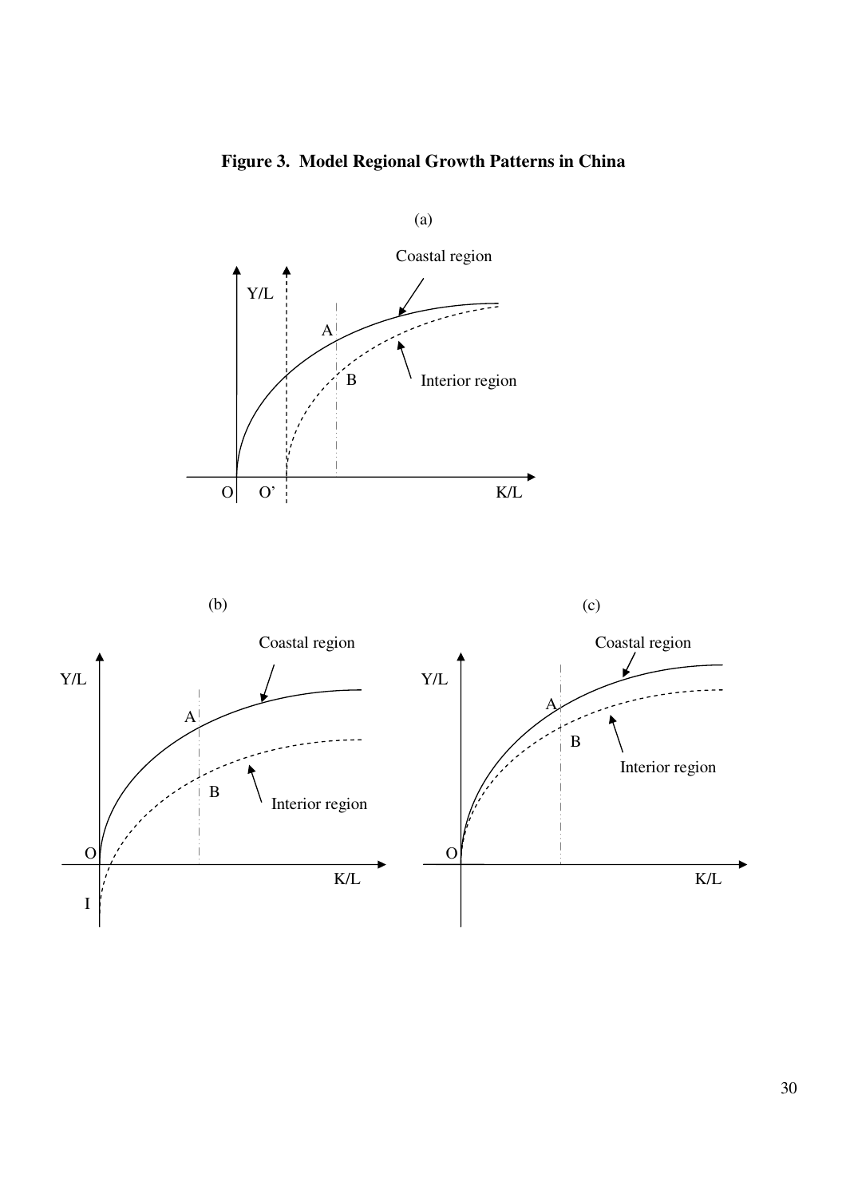**Figure 3. Model Regional Growth Patterns in China**

(a)

Coastal region

Y/L

A

B

Interior region

O O' K/L

(b)

Coastal region

Y/L

A

B

Interior region

O

K/L

I

(c)

Coastal region

Y/L

A

B

Interior region

O

K/L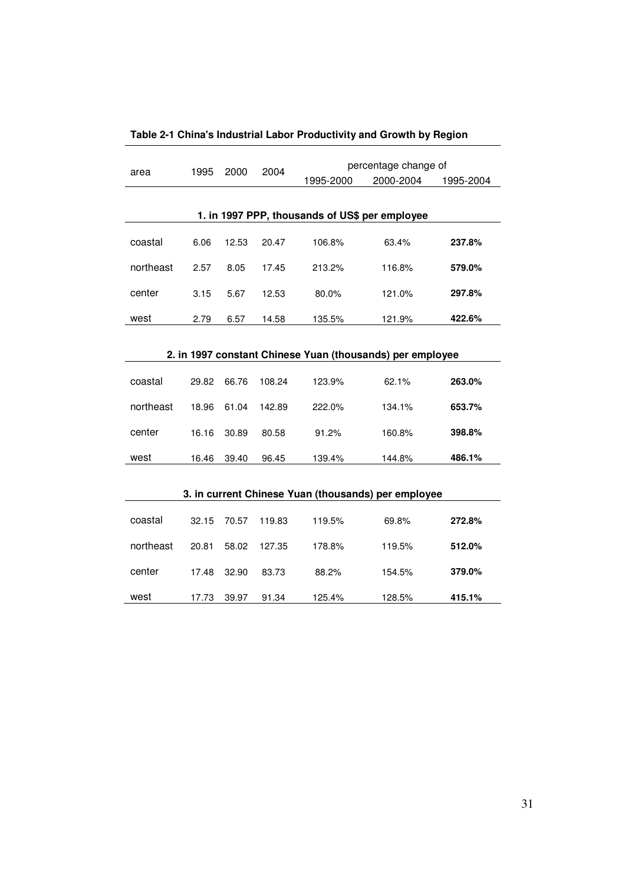**Table 2-1 China's Industrial Labor Productivity and Growth by Region**

| area | 1995 | 2000 | 2004 | percentage change of | | |
|---|---|---|---|---|---|---|
| | | | | 1995-2000 | 2000-2004 | 1995-2004 |
| **1. in 1997 PPP, thousands of US$ per employee** | | | | | | |
| coastal | 6.06 | 12.53 | 20.47 | 106.8% | 63.4% | **237.8%** |
| northeast | 2.57 | 8.05 | 17.45 | 213.2% | 116.8% | **579.0%** |
| center | 3.15 | 5.67 | 12.53 | 80.0% | 121.0% | **297.8%** |
| west | 2.79 | 6.57 | 14.58 | 135.5% | 121.9% | **422.6%** |
| **2. in 1997 constant Chinese Yuan (thousands) per employee** | | | | | | |
| coastal | 29.82 | 66.76 | 108.24 | 123.9% | 62.1% | **263.0%** |
| northeast | 18.96 | 61.04 | 142.89 | 222.0% | 134.1% | **653.7%** |
| center | 16.16 | 30.89 | 80.58 | 91.2% | 160.8% | **398.8%** |
| west | 16.46 | 39.40 | 96.45 | 139.4% | 144.8% | **486.1%** |
| **3. in current Chinese Yuan (thousands) per employee** | | | | | | |
| coastal | 32.15 | 70.57 | 119.83 | 119.5% | 69.8% | **272.8%** |
| northeast | 20.81 | 58.02 | 127.35 | 178.8% | 119.5% | **512.0%** |
| center | 17.48 | 32.90 | 83.73 | 88.2% | 154.5% | **379.0%** |
| west | 17.73 | 39.97 | 91.34 | 125.4% | 128.5% | **415.1%** |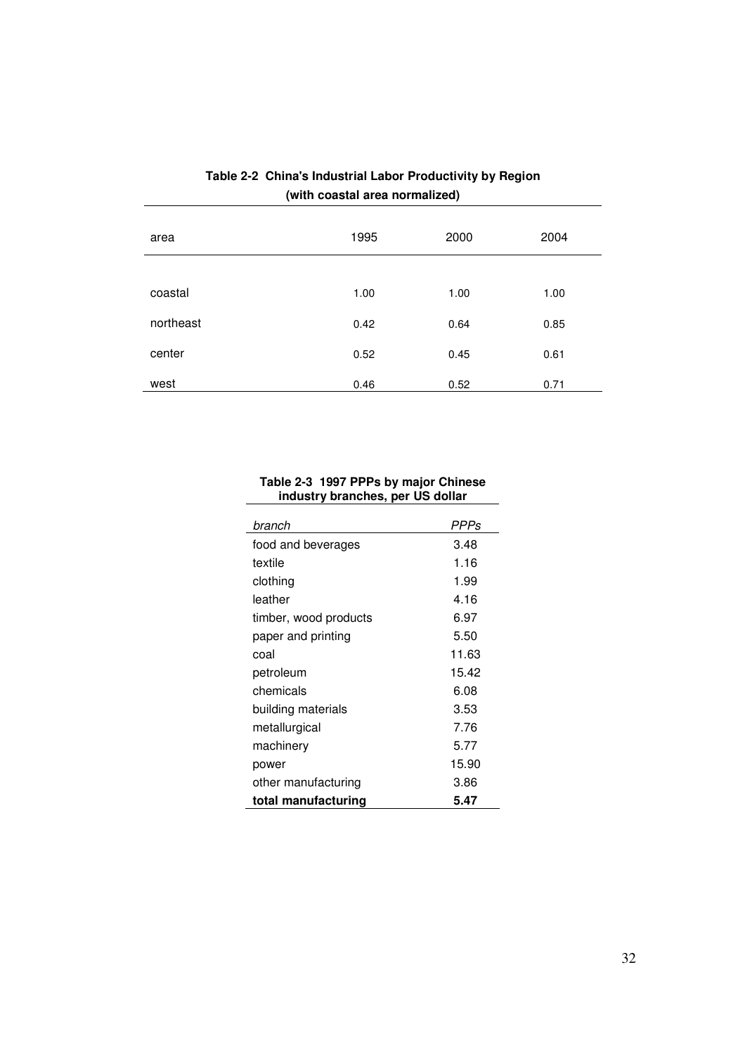**Table 2-2 China's Industrial Labor Productivity by Region (with coastal area normalized)**

| area | 1995 | 2000 | 2004 |
|---|---|---|---|
| coastal | 1.00 | 1.00 | 1.00 |
| northeast | 0.42 | 0.64 | 0.85 |
| center | 0.52 | 0.45 | 0.61 |
| west | 0.46 | 0.52 | 0.71 |

**Table 2-3 1997 PPPs by major Chinese industry branches, per US dollar**

| *branch* | *PPPs* |
|---|---|
| food and beverages | 3.48 |
| textile | 1.16 |
| clothing | 1.99 |
| leather | 4.16 |
| timber, wood products | 6.97 |
| paper and printing | 5.50 |
| coal | 11.63 |
| petroleum | 15.42 |
| chemicals | 6.08 |
| building materials | 3.53 |
| metallurgical | 7.76 |
| machinery | 5.77 |
| power | 15.90 |
| other manufacturing | 3.86 |
| **total manufacturing** | **5.47** |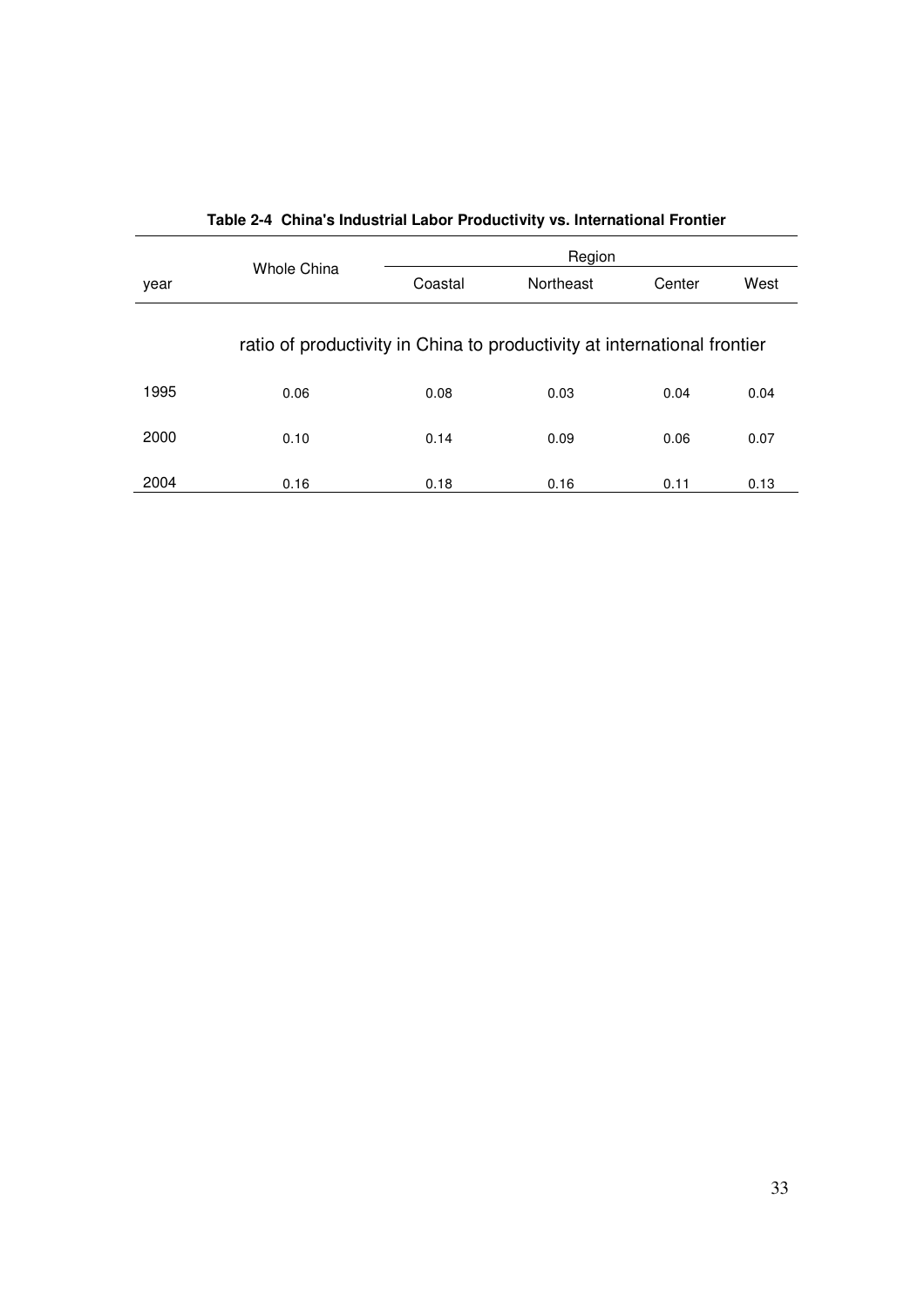**Table 2-4 China's Industrial Labor Productivity vs. International Frontier**

| year | Whole China | Region | | | |
|---|---|---|---|---|---|
| | | Coastal | Northeast | Center | West |
| | ratio of productivity in China to productivity at international frontier | | | | |
| 1995 | 0.06 | 0.08 | 0.03 | 0.04 | 0.04 |
| 2000 | 0.10 | 0.14 | 0.09 | 0.06 | 0.07 |
| 2004 | 0.16 | 0.18 | 0.16 | 0.11 | 0.13 |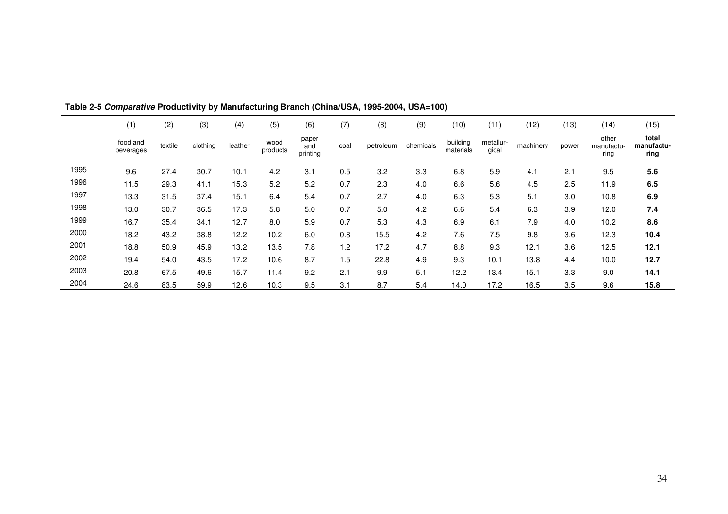**Table 2-5 *Comparative* Productivity by Manufacturing Branch (China/USA, 1995-2004, USA=100)**

| | (1) | (2) | (3) | (4) | (5) | (6) | (7) | (8) | (9) | (10) | (11) | (12) | (13) | (14) | (15) |
|---|---|---|---|---|---|---|---|---|---|---|---|---|---|---|---|
| | food and beverages | textile | clothing | leather | wood products | paper and printing | coal | petroleum | chemicals | building materials | metallur-gical | machinery | power | other manufactu-ring | **total manufactu-ring** |
| 1995 | 9.6 | 27.4 | 30.7 | 10.1 | 4.2 | 3.1 | 0.5 | 3.2 | 3.3 | 6.8 | 5.9 | 4.1 | 2.1 | 9.5 | **5.6** |
| 1996 | 11.5 | 29.3 | 41.1 | 15.3 | 5.2 | 5.2 | 0.7 | 2.3 | 4.0 | 6.6 | 5.6 | 4.5 | 2.5 | 11.9 | **6.5** |
| 1997 | 13.3 | 31.5 | 37.4 | 15.1 | 6.4 | 5.4 | 0.7 | 2.7 | 4.0 | 6.3 | 5.3 | 5.1 | 3.0 | 10.8 | **6.9** |
| 1998 | 13.0 | 30.7 | 36.5 | 17.3 | 5.8 | 5.0 | 0.7 | 5.0 | 4.2 | 6.6 | 5.4 | 6.3 | 3.9 | 12.0 | **7.4** |
| 1999 | 16.7 | 35.4 | 34.1 | 12.7 | 8.0 | 5.9 | 0.7 | 5.3 | 4.3 | 6.9 | 6.1 | 7.9 | 4.0 | 10.2 | **8.6** |
| 2000 | 18.2 | 43.2 | 38.8 | 12.2 | 10.2 | 6.0 | 0.8 | 15.5 | 4.2 | 7.6 | 7.5 | 9.8 | 3.6 | 12.3 | **10.4** |
| 2001 | 18.8 | 50.9 | 45.9 | 13.2 | 13.5 | 7.8 | 1.2 | 17.2 | 4.7 | 8.8 | 9.3 | 12.1 | 3.6 | 12.5 | **12.1** |
| 2002 | 19.4 | 54.0 | 43.5 | 17.2 | 10.6 | 8.7 | 1.5 | 22.8 | 4.9 | 9.3 | 10.1 | 13.8 | 4.4 | 10.0 | **12.7** |
| 2003 | 20.8 | 67.5 | 49.6 | 15.7 | 11.4 | 9.2 | 2.1 | 9.9 | 5.1 | 12.2 | 13.4 | 15.1 | 3.3 | 9.0 | **14.1** |
| 2004 | 24.6 | 83.5 | 59.9 | 12.6 | 10.3 | 9.5 | 3.1 | 8.7 | 5.4 | 14.0 | 17.2 | 16.5 | 3.5 | 9.6 | **15.8** |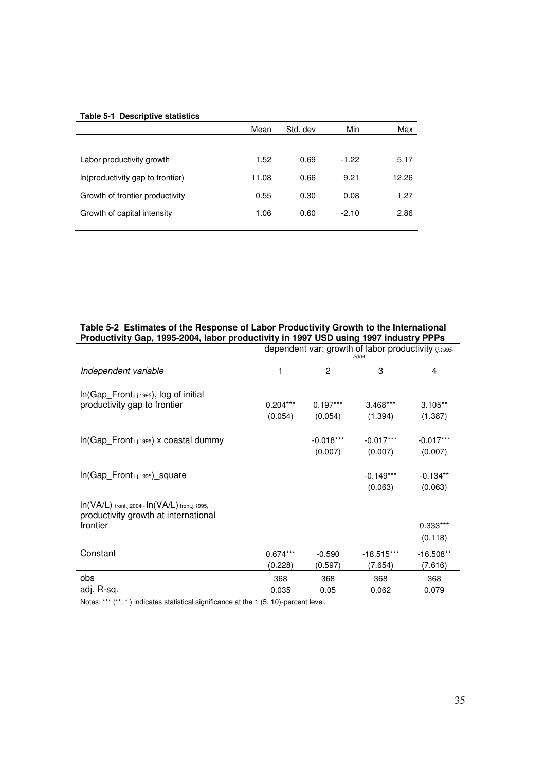**Table 5-1 Descriptive statistics**

| | Mean | Std. dev | Min | Max |
|---|---|---|---|---|
| Labor productivity growth | 1.52 | 0.69 | -1.22 | 5.17 |
| ln(productivity gap to frontier) | 11.08 | 0.66 | 9.21 | 12.26 |
| Growth of frontier productivity | 0.55 | 0.30 | 0.08 | 1.27 |
| Growth of capital intensity | 1.06 | 0.60 | -2.10 | 2.86 |

**Table 5-2 Estimates of the Response of Labor Productivity Growth to the International Productivity Gap, 1995-2004, labor productivity in 1997 USD using 1997 industry PPPs**

| | dependent var: growth of labor productivity $_{i,j,1995\text{-}2004}$ | | | |
|---|---|---|---|---|
| *Independent variable* | 1 | 2 | 3 | 4 |
| ln(Gap_Front $_{i,j,1995}$), log of initial productivity gap to frontier | 0.204*** | 0.197*** | 3.468*** | 3.105** |
| | (0.054) | (0.054) | (1.394) | (1.387) |
| ln(Gap_Front $_{i,j,1995}$) x coastal dummy | | -0.018*** | -0.017*** | -0.017*** |
| | | (0.007) | (0.007) | (0.007) |
| ln(Gap_Front $_{i,j,1995}$)_square | | | -0.149*** | -0.134** |
| | | | (0.063) | (0.063) |
| ln(VA/L) $_{front,j,2004}$ - ln(VA/L) $_{front,j,1995,}$ productivity growth at international frontier | | | | 0.333*** |
| | | | | (0.118) |
| Constant | 0.674*** | -0.590 | -18.515*** | -16.508** |
| | (0.228) | (0.597) | (7.654) | (7.616) |
| obs | 368 | 368 | 368 | 368 |
| adj. R-sq. | 0.035 | 0.05 | 0.062 | 0.079 |

Notes: *** (**, * ) indicates statistical significance at the 1 (5, 10)-percent level.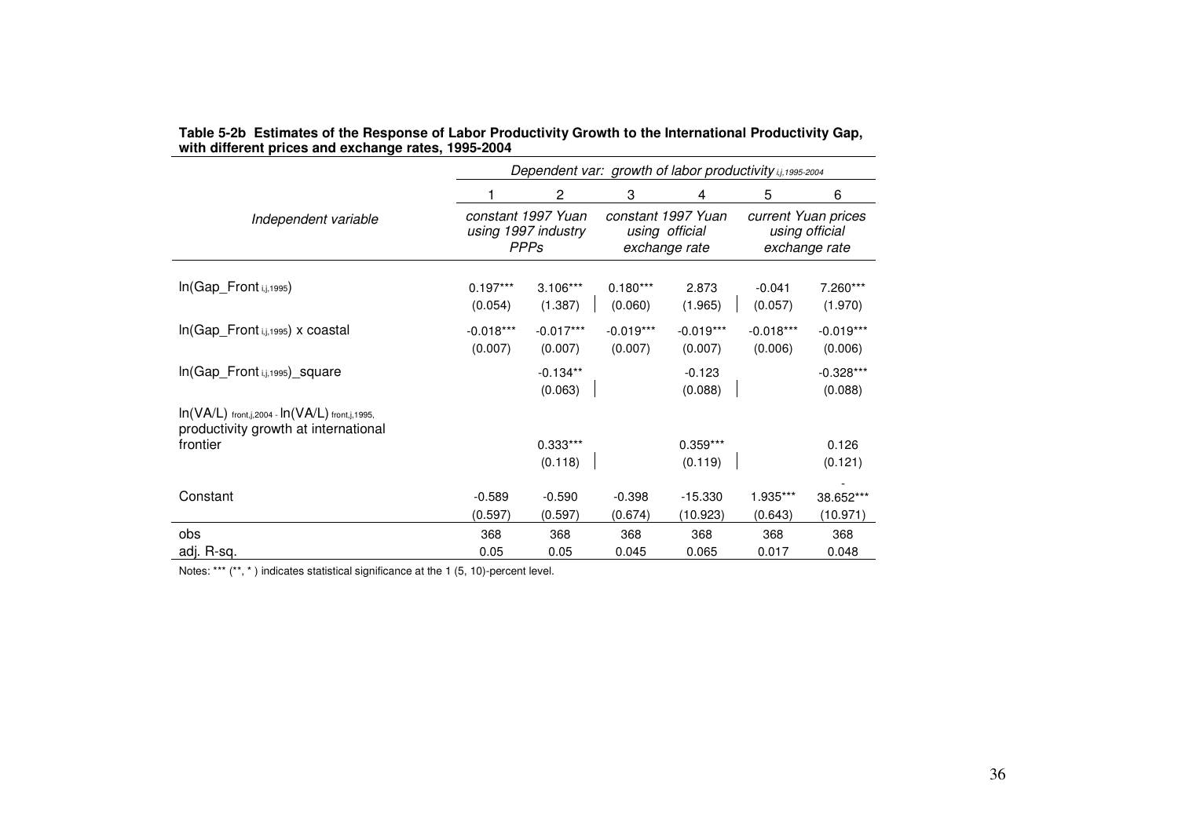**Table 5-2b Estimates of the Response of Labor Productivity Growth to the International Productivity Gap, with different prices and exchange rates, 1995-2004**

| | *Dependent var: growth of labor productivity $_{i,j,1995\text{-}2004}$* | | | | | |
|---|---|---|---|---|---|---|
| | 1 | 2 | 3 | 4 | 5 | 6 |
| *Independent variable* | *constant 1997 Yuan using 1997 industry PPPs* | | *constant 1997 Yuan using official exchange rate* | | *current Yuan prices using official exchange rate* | |
| $\ln(\text{Gap\_Front}_{i,j,1995})$ | 0.197*** | 3.106*** | 0.180*** | 2.873 | -0.041 | 7.260*** |
| | (0.054) | (1.387) | (0.060) | (1.965) | (0.057) | (1.970) |
| $\ln(\text{Gap\_Front}_{i,j,1995})$ x coastal | -0.018*** | -0.017*** | -0.019*** | -0.019*** | -0.018*** | -0.019*** |
| | (0.007) | (0.007) | (0.007) | (0.007) | (0.006) | (0.006) |
| $\ln(\text{Gap\_Front}_{i,j,1995})$_square | | -0.134** | | -0.123 | | -0.328*** |
| | | (0.063) | | (0.088) | | (0.088) |
| $\ln(VA/L)_{front,j,2004} - \ln(VA/L)_{front,j,1995}$, productivity growth at international frontier | | 0.333*** | | 0.359*** | | 0.126 |
| | | (0.118) | | (0.119) | | (0.121) |
| Constant | -0.589 | -0.590 | -0.398 | -15.330 | 1.935*** | -38.652*** |
| | (0.597) | (0.597) | (0.674) | (10.923) | (0.643) | (10.971) |
| obs | 368 | 368 | 368 | 368 | 368 | 368 |
| adj. R-sq. | 0.05 | 0.05 | 0.045 | 0.065 | 0.017 | 0.048 |

Notes: *** (**, * ) indicates statistical significance at the 1 (5, 10)-percent level.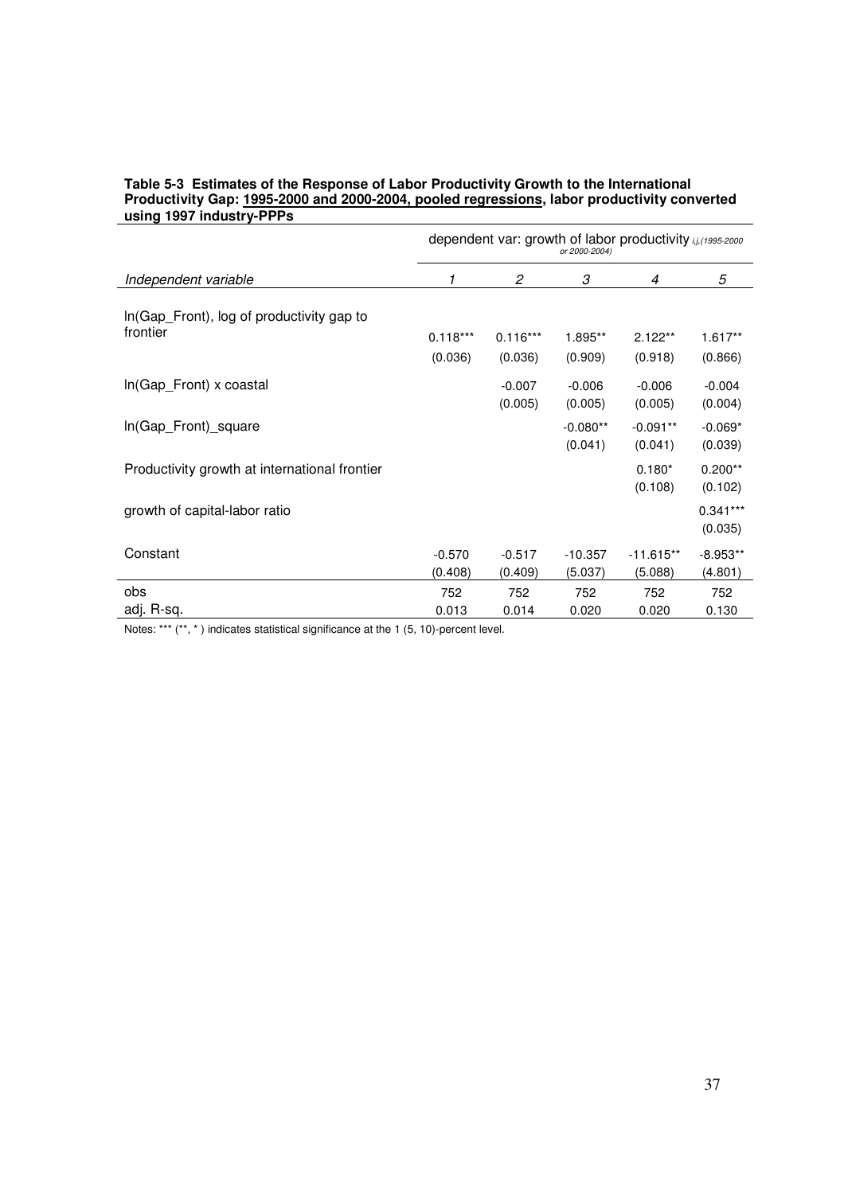**Table 5-3 Estimates of the Response of Labor Productivity Growth to the International Productivity Gap: 1995-2000 and 2000-2004, pooled regressions, labor productivity converted using 1997 industry-PPPs**

| | dependent var: growth of labor productivity $_{i,j,(1995\text{-}2000 \text{ or } 2000\text{-}2004)}$ | | | | |
|---|---|---|---|---|---|
| *Independent variable* | *1* | *2* | *3* | *4* | *5* |
| ln(Gap_Front), log of productivity gap to frontier | 0.118*** | 0.116*** | 1.895** | 2.122** | 1.617** |
| | (0.036) | (0.036) | (0.909) | (0.918) | (0.866) |
| ln(Gap_Front) x coastal | | -0.007 | -0.006 | -0.006 | -0.004 |
| | | (0.005) | (0.005) | (0.005) | (0.004) |
| ln(Gap_Front)_square | | | -0.080** | -0.091** | -0.069* |
| | | | (0.041) | (0.041) | (0.039) |
| Productivity growth at international frontier | | | | 0.180* | 0.200** |
| | | | | (0.108) | (0.102) |
| growth of capital-labor ratio | | | | | 0.341*** |
| | | | | | (0.035) |
| Constant | -0.570 | -0.517 | -10.357 | -11.615** | -8.953** |
| | (0.408) | (0.409) | (5.037) | (5.088) | (4.801) |
| obs | 752 | 752 | 752 | 752 | 752 |
| adj. R-sq. | 0.013 | 0.014 | 0.020 | 0.020 | 0.130 |

Notes: *** (**, * ) indicates statistical significance at the 1 (5, 10)-percent level.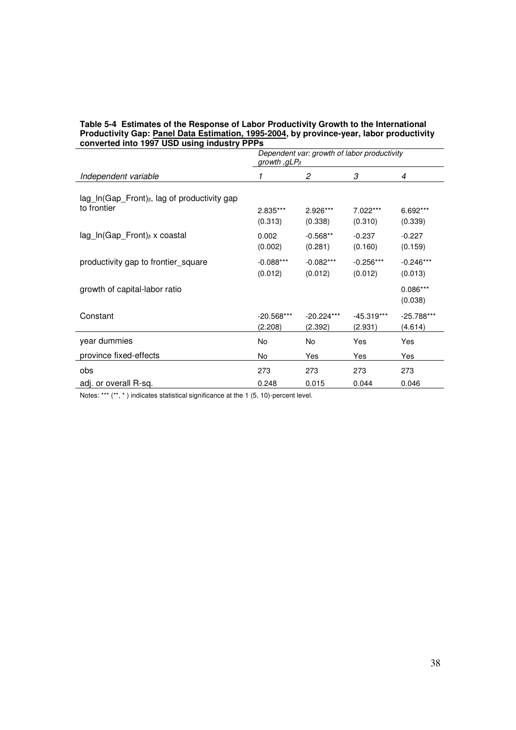**Table 5-4 Estimates of the Response of Labor Productivity Growth to the International Productivity Gap: Panel Data Estimation, 1995-2004, by province-year, labor productivity converted into 1997 USD using industry PPPs**

| | *Dependent var: growth of labor productivity growth ,gLP$_{jt}$* | | | |
|---|---|---|---|---|
| *Independent variable* | *1* | *2* | *3* | *4* |
| lag_ln(Gap_Front)$_{jt}$, lag of productivity gap to frontier | 2.835*** | 2.926*** | 7.022*** | 6.692*** |
| | (0.313) | (0.338) | (0.310) | (0.339) |
| lag_ln(Gap_Front)$_{jt}$ x coastal | 0.002 | -0.568** | -0.237 | -0.227 |
| | (0.002) | (0.281) | (0.160) | (0.159) |
| productivity gap to frontier_square | -0.088*** | -0.082*** | -0.256*** | -0.246*** |
| | (0.012) | (0.012) | (0.012) | (0.013) |
| growth of capital-labor ratio | | | | 0.086*** |
| | | | | (0.038) |
| Constant | -20.568*** | -20.224*** | -45.319*** | -25.788*** |
| | (2.208) | (2.392) | (2.931) | (4.614) |
| year dummies | No | No | Yes | Yes |
| province fixed-effects | No | Yes | Yes | Yes |
| obs | 273 | 273 | 273 | 273 |
| adj. or overall R-sq. | 0.248 | 0.015 | 0.044 | 0.046 |

Notes: *** (**, * ) indicates statistical significance at the 1 (5, 10)-percent level.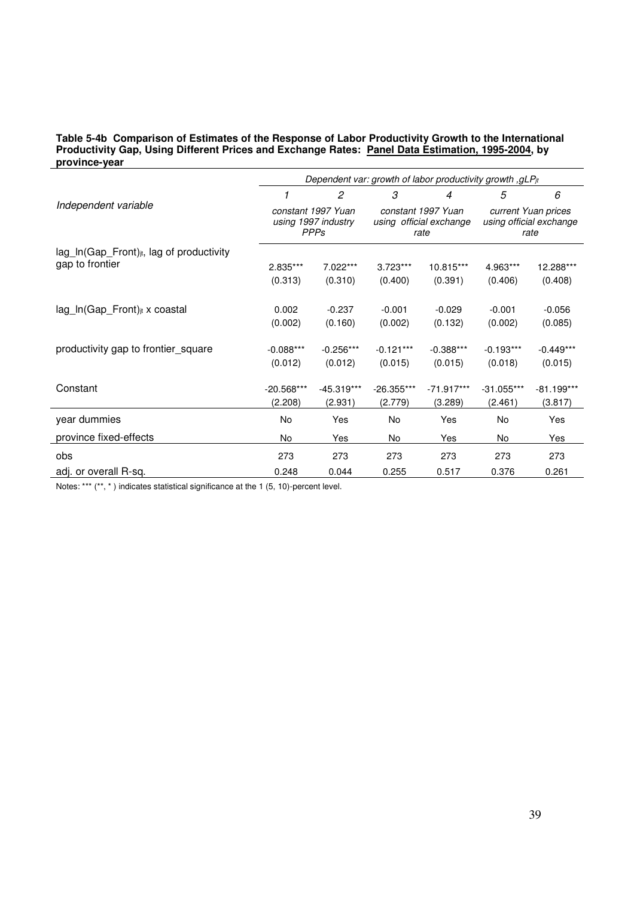**Table 5-4b Comparison of Estimates of the Response of Labor Productivity Growth to the International Productivity Gap, Using Different Prices and Exchange Rates: Panel Data Estimation, 1995-2004, by province-year**

| Independent variable | *Dependent var: growth of labor productivity growth ,$gLP_{jt}$* | | | | | |
|---|---|---|---|---|---|---|
| | *1* | *2* | *3* | *4* | *5* | *6* |
| | *constant 1997 Yuan using 1997 industry PPPs* | | *constant 1997 Yuan using official exchange rate* | | *current Yuan prices using official exchange rate* | |
| lag_ln(Gap_Front)$_{jt}$, lag of productivity gap to frontier | 2.835*** | 7.022*** | 3.723*** | 10.815*** | 4.963*** | 12.288*** |
| | (0.313) | (0.310) | (0.400) | (0.391) | (0.406) | (0.408) |
| lag_ln(Gap_Front)$_{jt}$ x coastal | 0.002 | -0.237 | -0.001 | -0.029 | -0.001 | -0.056 |
| | (0.002) | (0.160) | (0.002) | (0.132) | (0.002) | (0.085) |
| productivity gap to frontier_square | -0.088*** | -0.256*** | -0.121*** | -0.388*** | -0.193*** | -0.449*** |
| | (0.012) | (0.012) | (0.015) | (0.015) | (0.018) | (0.015) |
| Constant | -20.568*** | -45.319*** | -26.355*** | -71.917*** | -31.055*** | -81.199*** |
| | (2.208) | (2.931) | (2.779) | (3.289) | (2.461) | (3.817) |
| year dummies | No | Yes | No | Yes | No | Yes |
| province fixed-effects | No | Yes | No | Yes | No | Yes |
| obs | 273 | 273 | 273 | 273 | 273 | 273 |
| adj. or overall R-sq. | 0.248 | 0.044 | 0.255 | 0.517 | 0.376 | 0.261 |

Notes: *** (**, * ) indicates statistical significance at the 1 (5, 10)-percent level.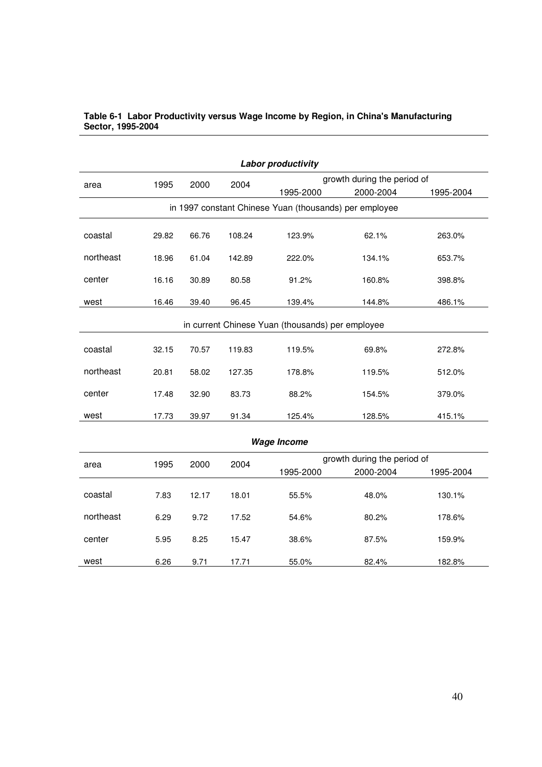**Table 6-1 Labor Productivity versus Wage Income by Region, in China's Manufacturing Sector, 1995-2004**

***Labor productivity***

| area | 1995 | 2000 | 2004 | growth during the period of | | |
|---|---|---|---|---|---|---|
| | | | | 1995-2000 | 2000-2004 | 1995-2004 |
| in 1997 constant Chinese Yuan (thousands) per employee | | | | | | |
| coastal | 29.82 | 66.76 | 108.24 | 123.9% | 62.1% | 263.0% |
| northeast | 18.96 | 61.04 | 142.89 | 222.0% | 134.1% | 653.7% |
| center | 16.16 | 30.89 | 80.58 | 91.2% | 160.8% | 398.8% |
| west | 16.46 | 39.40 | 96.45 | 139.4% | 144.8% | 486.1% |
| in current Chinese Yuan (thousands) per employee | | | | | | |
| coastal | 32.15 | 70.57 | 119.83 | 119.5% | 69.8% | 272.8% |
| northeast | 20.81 | 58.02 | 127.35 | 178.8% | 119.5% | 512.0% |
| center | 17.48 | 32.90 | 83.73 | 88.2% | 154.5% | 379.0% |
| west | 17.73 | 39.97 | 91.34 | 125.4% | 128.5% | 415.1% |

***Wage Income***

| area | 1995 | 2000 | 2004 | growth during the period of | | |
|---|---|---|---|---|---|---|
| | | | | 1995-2000 | 2000-2004 | 1995-2004 |
| coastal | 7.83 | 12.17 | 18.01 | 55.5% | 48.0% | 130.1% |
| northeast | 6.29 | 9.72 | 17.52 | 54.6% | 80.2% | 178.6% |
| center | 5.95 | 8.25 | 15.47 | 38.6% | 87.5% | 159.9% |
| west | 6.26 | 9.71 | 17.71 | 55.0% | 82.4% | 182.8% |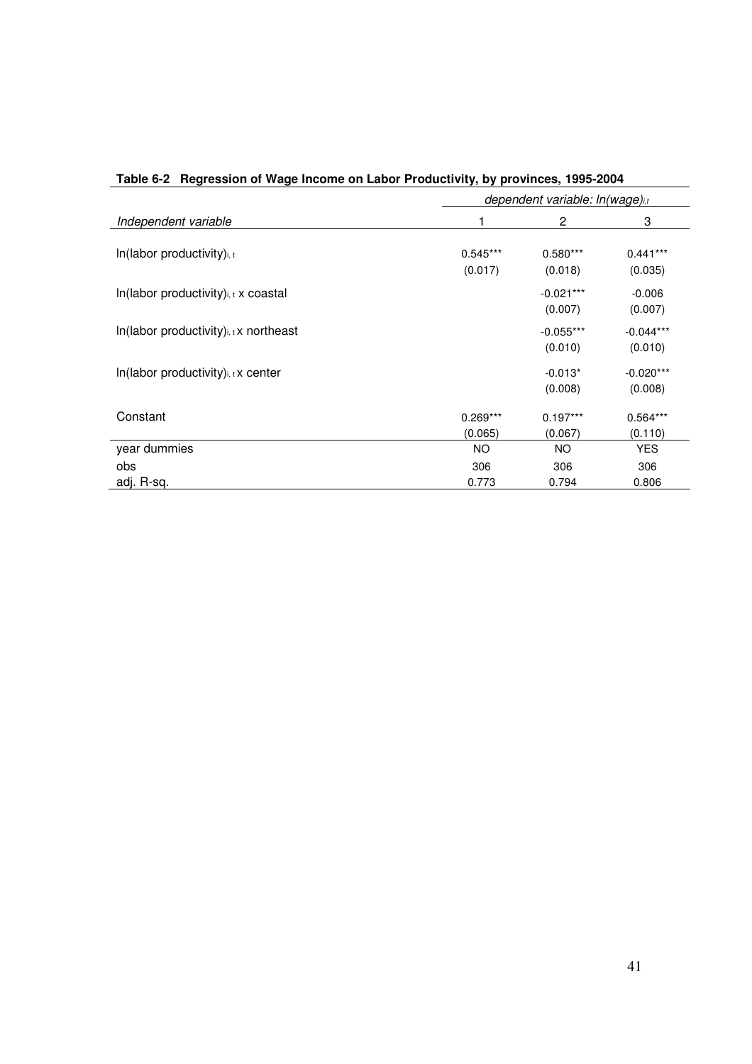**Table 6-2 Regression of Wage Income on Labor Productivity, by provinces, 1995-2004**

| | *dependent variable: ln(wage)$_{i,t}$* | | |
|---|---|---|---|
| *Independent variable* | 1 | 2 | 3 |
| ln(labor productivity)$_{i,t}$ | 0.545*** | 0.580*** | 0.441*** |
| | (0.017) | (0.018) | (0.035) |
| ln(labor productivity)$_{i,t}$ x coastal | | -0.021*** | -0.006 |
| | | (0.007) | (0.007) |
| ln(labor productivity)$_{i,t}$ x northeast | | -0.055*** | -0.044*** |
| | | (0.010) | (0.010) |
| ln(labor productivity)$_{i,t}$ x center | | -0.013* | -0.020*** |
| | | (0.008) | (0.008) |
| Constant | 0.269*** | 0.197*** | 0.564*** |
| | (0.065) | (0.067) | (0.110) |
| year dummies | NO | NO | YES |
| obs | 306 | 306 | 306 |
| adj. R-sq. | 0.773 | 0.794 | 0.806 |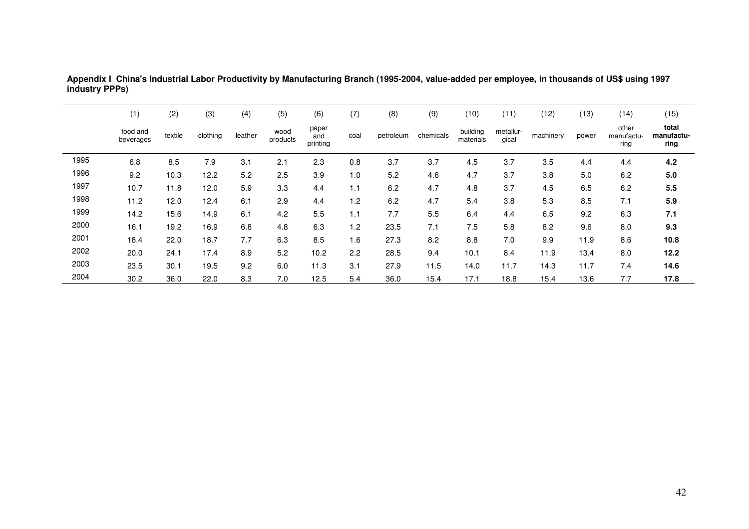**Appendix I China's Industrial Labor Productivity by Manufacturing Branch (1995-2004, value-added per employee, in thousands of US$ using 1997 industry PPPs)**

| | (1) | (2) | (3) | (4) | (5) | (6) | (7) | (8) | (9) | (10) | (11) | (12) | (13) | (14) | (15) |
|---|---|---|---|---|---|---|---|---|---|---|---|---|---|---|---|
| | food and beverages | textile | clothing | leather | wood products | paper and printing | coal | petroleum | chemicals | building materials | metallur-gical | machinery | power | other manufactu-ring | **total manufactu-ring** |
| 1995 | 6.8 | 8.5 | 7.9 | 3.1 | 2.1 | 2.3 | 0.8 | 3.7 | 3.7 | 4.5 | 3.7 | 3.5 | 4.4 | 4.4 | **4.2** |
| 1996 | 9.2 | 10.3 | 12.2 | 5.2 | 2.5 | 3.9 | 1.0 | 5.2 | 4.6 | 4.7 | 3.7 | 3.8 | 5.0 | 6.2 | **5.0** |
| 1997 | 10.7 | 11.8 | 12.0 | 5.9 | 3.3 | 4.4 | 1.1 | 6.2 | 4.7 | 4.8 | 3.7 | 4.5 | 6.5 | 6.2 | **5.5** |
| 1998 | 11.2 | 12.0 | 12.4 | 6.1 | 2.9 | 4.4 | 1.2 | 6.2 | 4.7 | 5.4 | 3.8 | 5.3 | 8.5 | 7.1 | **5.9** |
| 1999 | 14.2 | 15.6 | 14.9 | 6.1 | 4.2 | 5.5 | 1.1 | 7.7 | 5.5 | 6.4 | 4.4 | 6.5 | 9.2 | 6.3 | **7.1** |
| 2000 | 16.1 | 19.2 | 16.9 | 6.8 | 4.8 | 6.3 | 1.2 | 23.5 | 7.1 | 7.5 | 5.8 | 8.2 | 9.6 | 8.0 | **9.3** |
| 2001 | 18.4 | 22.0 | 18.7 | 7.7 | 6.3 | 8.5 | 1.6 | 27.3 | 8.2 | 8.8 | 7.0 | 9.9 | 11.9 | 8.6 | **10.8** |
| 2002 | 20.0 | 24.1 | 17.4 | 8.9 | 5.2 | 10.2 | 2.2 | 28.5 | 9.4 | 10.1 | 8.4 | 11.9 | 13.4 | 8.0 | **12.2** |
| 2003 | 23.5 | 30.1 | 19.5 | 9.2 | 6.0 | 11.3 | 3.1 | 27.9 | 11.5 | 14.0 | 11.7 | 14.3 | 11.7 | 7.4 | **14.6** |
| 2004 | 30.2 | 36.0 | 22.0 | 8.3 | 7.0 | 12.5 | 5.4 | 36.0 | 15.4 | 17.1 | 18.8 | 15.4 | 13.6 | 7.7 | **17.8** |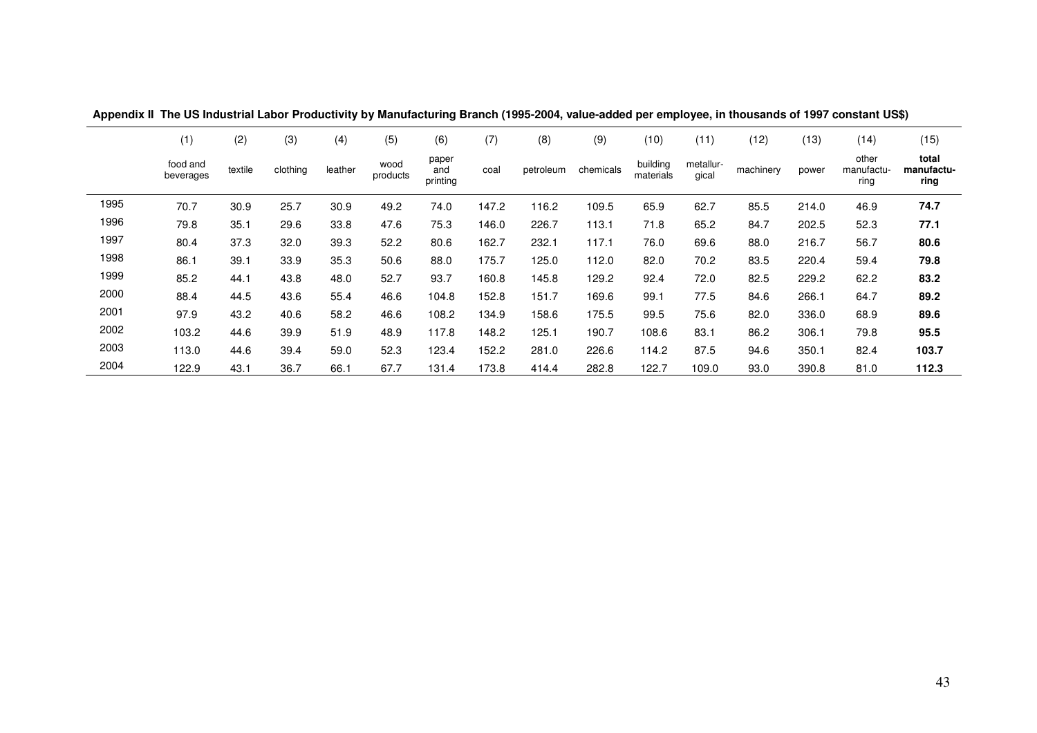**Appendix II The US Industrial Labor Productivity by Manufacturing Branch (1995-2004, value-added per employee, in thousands of 1997 constant US$)**

| | (1) | (2) | (3) | (4) | (5) | (6) | (7) | (8) | (9) | (10) | (11) | (12) | (13) | (14) | (15) |
|---|---|---|---|---|---|---|---|---|---|---|---|---|---|---|---|
| | food and beverages | textile | clothing | leather | wood products | paper and printing | coal | petroleum | chemicals | building materials | metallur-gical | machinery | power | other manufactu-ring | **total manufactu-ring** |
| 1995 | 70.7 | 30.9 | 25.7 | 30.9 | 49.2 | 74.0 | 147.2 | 116.2 | 109.5 | 65.9 | 62.7 | 85.5 | 214.0 | 46.9 | **74.7** |
| 1996 | 79.8 | 35.1 | 29.6 | 33.8 | 47.6 | 75.3 | 146.0 | 226.7 | 113.1 | 71.8 | 65.2 | 84.7 | 202.5 | 52.3 | **77.1** |
| 1997 | 80.4 | 37.3 | 32.0 | 39.3 | 52.2 | 80.6 | 162.7 | 232.1 | 117.1 | 76.0 | 69.6 | 88.0 | 216.7 | 56.7 | **80.6** |
| 1998 | 86.1 | 39.1 | 33.9 | 35.3 | 50.6 | 88.0 | 175.7 | 125.0 | 112.0 | 82.0 | 70.2 | 83.5 | 220.4 | 59.4 | **79.8** |
| 1999 | 85.2 | 44.1 | 43.8 | 48.0 | 52.7 | 93.7 | 160.8 | 145.8 | 129.2 | 92.4 | 72.0 | 82.5 | 229.2 | 62.2 | **83.2** |
| 2000 | 88.4 | 44.5 | 43.6 | 55.4 | 46.6 | 104.8 | 152.8 | 151.7 | 169.6 | 99.1 | 77.5 | 84.6 | 266.1 | 64.7 | **89.2** |
| 2001 | 97.9 | 43.2 | 40.6 | 58.2 | 46.6 | 108.2 | 134.9 | 158.6 | 175.5 | 99.5 | 75.6 | 82.0 | 336.0 | 68.9 | **89.6** |
| 2002 | 103.2 | 44.6 | 39.9 | 51.9 | 48.9 | 117.8 | 148.2 | 125.1 | 190.7 | 108.6 | 83.1 | 86.2 | 306.1 | 79.8 | **95.5** |
| 2003 | 113.0 | 44.6 | 39.4 | 59.0 | 52.3 | 123.4 | 152.2 | 281.0 | 226.6 | 114.2 | 87.5 | 94.6 | 350.1 | 82.4 | **103.7** |
| 2004 | 122.9 | 43.1 | 36.7 | 66.1 | 67.7 | 131.4 | 173.8 | 414.4 | 282.8 | 122.7 | 109.0 | 93.0 | 390.8 | 81.0 | **112.3** |